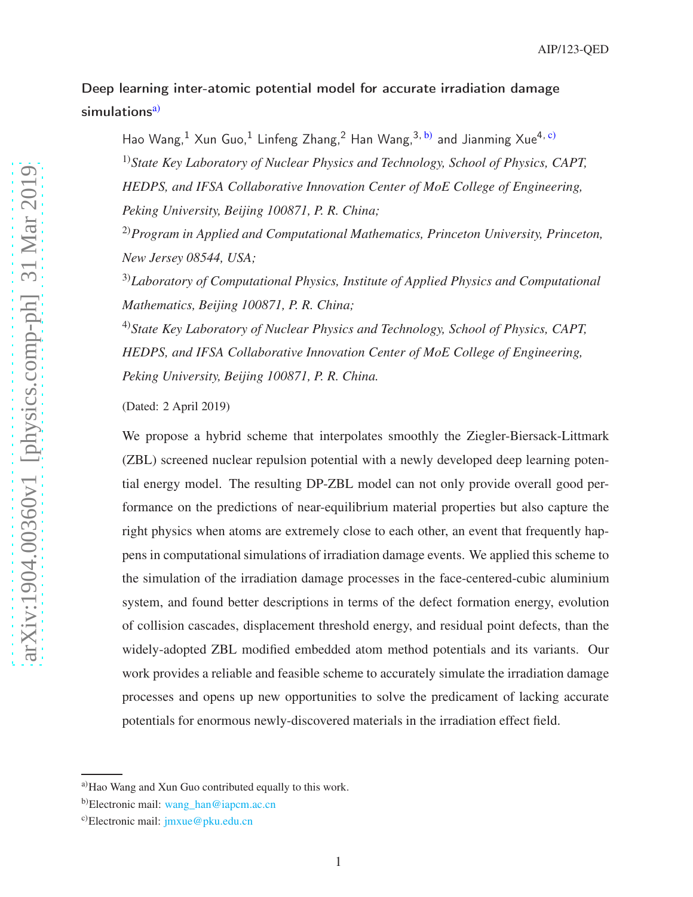# Deep learning inter-atomic potential model for accurate irradiation damage simulations[a]

Hao Wang,[1] Xun Guo,[1] Linfeng Zhang,[2] Han Wang,[3, b] and Jianming Xue[4, c]

[1]*State Key Laboratory of Nuclear Physics and Technology, School of Physics, CAPT, HEDPS, and IFSA Collaborative Innovation Center of MoE College of Engineering, Peking University, Beijing 100871, P. R. China;*

[2]*Program in Applied and Computational Mathematics, Princeton University, Princeton, New Jersey 08544, USA;*

[3]*Laboratory of Computational Physics, Institute of Applied Physics and Computational Mathematics, Beijing 100871, P. R. China;*

[4]*State Key Laboratory of Nuclear Physics and Technology, School of Physics, CAPT, HEDPS, and IFSA Collaborative Innovation Center of MoE College of Engineering, Peking University, Beijing 100871, P. R. China.*

(Dated: 2 April 2019)

We propose a hybrid scheme that interpolates smoothly the Ziegler-Biersack-Littmark (ZBL) screened nuclear repulsion potential with a newly developed deep learning potential energy model. The resulting DP-ZBL model can not only provide overall good performance on the predictions of near-equilibrium material properties but also capture the right physics when atoms are extremely close to each other, an event that frequently happens in computational simulations of irradiation damage events. We applied this scheme to the simulation of the irradiation damage processes in the face-centered-cubic aluminium system, and found better descriptions in terms of the defect formation energy, evolution of collision cascades, displacement threshold energy, and residual point defects, than the widely-adopted ZBL modified embedded atom method potentials and its variants. Our work provides a reliable and feasible scheme to accurately simulate the irradiation damage processes and opens up new opportunities to solve the predicament of lacking accurate potentials for enormous newly-discovered materials in the irradiation effect field.

---

[a]Hao Wang and Xun Guo contributed equally to this work.

[b]Electronic mail: wang_han@iapcm.ac.cn

[c]Electronic mail: jmxue@pku.edu.cn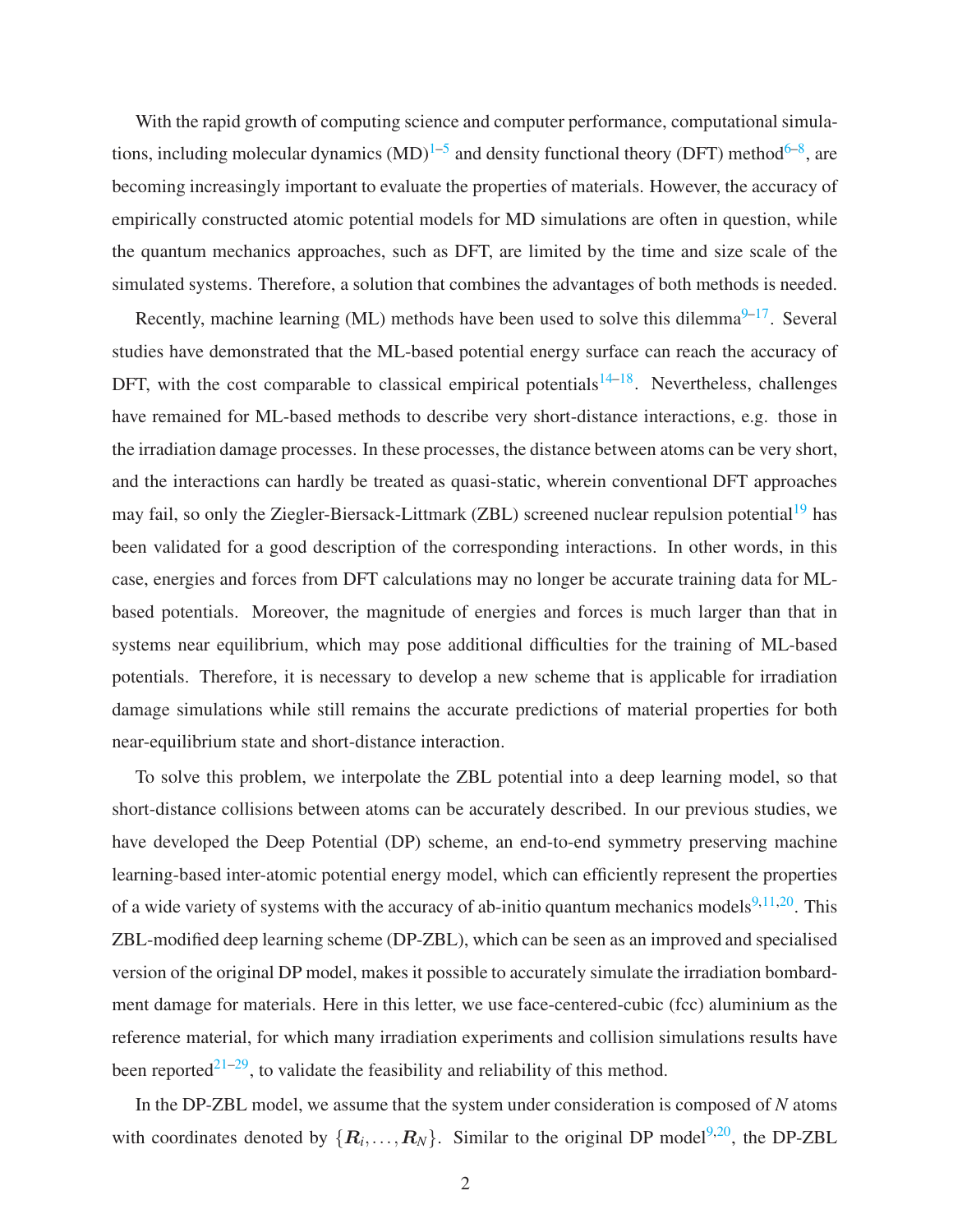With the rapid growth of computing science and computer performance, computational simulations, including molecular dynamics (MD)[1–5] and density functional theory (DFT) method[6–8], are becoming increasingly important to evaluate the properties of materials. However, the accuracy of empirically constructed atomic potential models for MD simulations are often in question, while the quantum mechanics approaches, such as DFT, are limited by the time and size scale of the simulated systems. Therefore, a solution that combines the advantages of both methods is needed.

Recently, machine learning (ML) methods have been used to solve this dilemma[9–17]. Several studies have demonstrated that the ML-based potential energy surface can reach the accuracy of DFT, with the cost comparable to classical empirical potentials[14–18]. Nevertheless, challenges have remained for ML-based methods to describe very short-distance interactions, e.g. those in the irradiation damage processes. In these processes, the distance between atoms can be very short, and the interactions can hardly be treated as quasi-static, wherein conventional DFT approaches may fail, so only the Ziegler-Biersack-Littmark (ZBL) screened nuclear repulsion potential[19] has been validated for a good description of the corresponding interactions. In other words, in this case, energies and forces from DFT calculations may no longer be accurate training data for ML-based potentials. Moreover, the magnitude of energies and forces is much larger than that in systems near equilibrium, which may pose additional difficulties for the training of ML-based potentials. Therefore, it is necessary to develop a new scheme that is applicable for irradiation damage simulations while still remains the accurate predictions of material properties for both near-equilibrium state and short-distance interaction.

To solve this problem, we interpolate the ZBL potential into a deep learning model, so that short-distance collisions between atoms can be accurately described. In our previous studies, we have developed the Deep Potential (DP) scheme, an end-to-end symmetry preserving machine learning-based inter-atomic potential energy model, which can efficiently represent the properties of a wide variety of systems with the accuracy of ab-initio quantum mechanics models[9,11,20]. This ZBL-modified deep learning scheme (DP-ZBL), which can be seen as an improved and specialised version of the original DP model, makes it possible to accurately simulate the irradiation bombardment damage for materials. Here in this letter, we use face-centered-cubic (fcc) aluminium as the reference material, for which many irradiation experiments and collision simulations results have been reported[21–29], to validate the feasibility and reliability of this method.

In the DP-ZBL model, we assume that the system under consideration is composed of $N$ atoms with coordinates denoted by $\{\boldsymbol{R}_i, \ldots, \boldsymbol{R}_N\}$. Similar to the original DP model[9,20], the DP-ZBL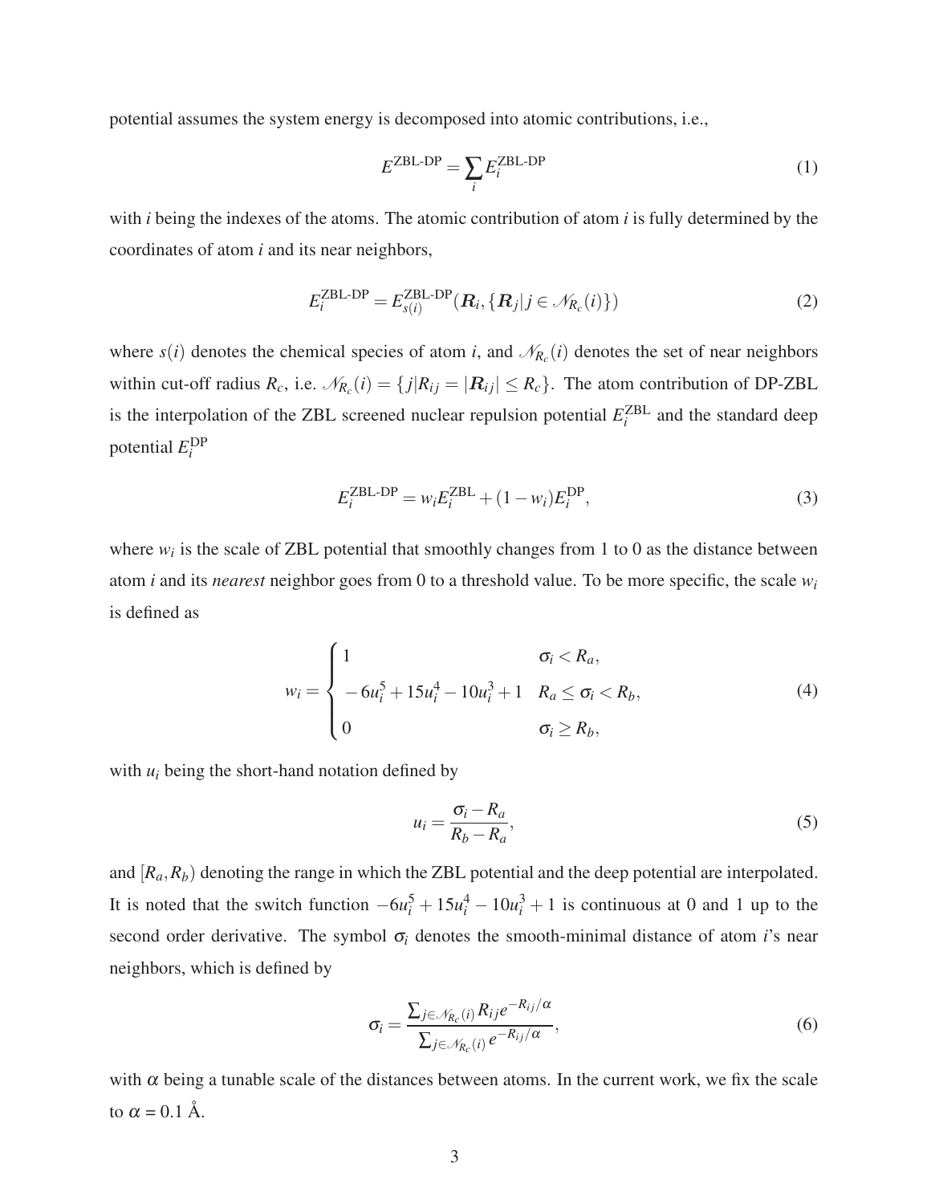potential assumes the system energy is decomposed into atomic contributions, i.e.,

$$E^{\text{ZBL-DP}} = \sum_i E_i^{\text{ZBL-DP}} \tag{1}$$

with $i$ being the indexes of the atoms. The atomic contribution of atom $i$ is fully determined by the coordinates of atom $i$ and its near neighbors,

$$E_i^{\text{ZBL-DP}} = E_{s(i)}^{\text{ZBL-DP}}(\boldsymbol{R}_i, \{\boldsymbol{R}_j | j \in \mathscr{N}_{R_c}(i)\}) \tag{2}$$

where $s(i)$ denotes the chemical species of atom $i$, and $\mathscr{N}_{R_c}(i)$ denotes the set of near neighbors within cut-off radius $R_c$, i.e. $\mathscr{N}_{R_c}(i) = \{j | R_{ij} = |\boldsymbol{R}_{ij}| \leq R_c\}$. The atom contribution of DP-ZBL is the interpolation of the ZBL screened nuclear repulsion potential $E_i^{\text{ZBL}}$ and the standard deep potential $E_i^{\text{DP}}$

$$E_i^{\text{ZBL-DP}} = w_i E_i^{\text{ZBL}} + (1 - w_i) E_i^{\text{DP}}, \tag{3}$$

where $w_i$ is the scale of ZBL potential that smoothly changes from 1 to 0 as the distance between atom $i$ and its *nearest* neighbor goes from 0 to a threshold value. To be more specific, the scale $w_i$ is defined as

$$w_i = \begin{cases} 1 & \sigma_i < R_a, \\ -6u_i^5 + 15u_i^4 - 10u_i^3 + 1 & R_a \leq \sigma_i < R_b, \\ 0 & \sigma_i \geq R_b, \end{cases} \tag{4}$$

with $u_i$ being the short-hand notation defined by

$$u_i = \frac{\sigma_i - R_a}{R_b - R_a}, \tag{5}$$

and $[R_a, R_b)$ denoting the range in which the ZBL potential and the deep potential are interpolated. It is noted that the switch function $-6u_i^5 + 15u_i^4 - 10u_i^3 + 1$ is continuous at 0 and 1 up to the second order derivative. The symbol $\sigma_i$ denotes the smooth-minimal distance of atom $i$'s near neighbors, which is defined by

$$\sigma_i = \frac{\sum_{j \in \mathscr{N}_{R_c}(i)} R_{ij} e^{-R_{ij}/\alpha}}{\sum_{j \in \mathscr{N}_{R_c}(i)} e^{-R_{ij}/\alpha}}, \tag{6}$$

with $\alpha$ being a tunable scale of the distances between atoms. In the current work, we fix the scale to $\alpha = 0.1$ Å.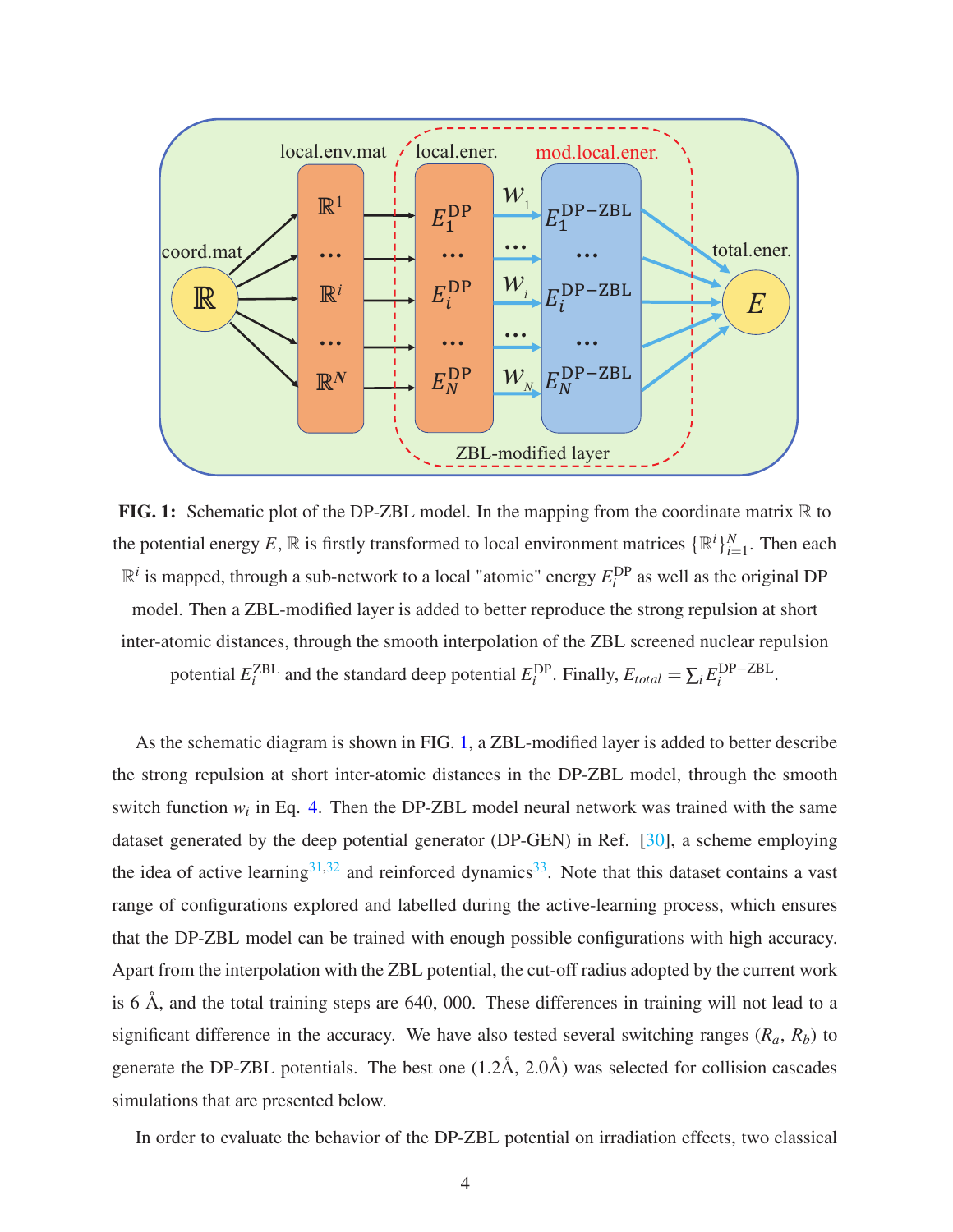**FIG. 1:** Schematic plot of the DP-ZBL model. In the mapping from the coordinate matrix $\mathbb{R}$ to the potential energy $E$, $\mathbb{R}$ is firstly transformed to local environment matrices $\{\mathbb{R}^i\}_{i=1}^N$. Then each $\mathbb{R}^i$ is mapped, through a sub-network to a local "atomic" energy $E_i^{\mathrm{DP}}$ as well as the original DP model. Then a ZBL-modified layer is added to better reproduce the strong repulsion at short inter-atomic distances, through the smooth interpolation of the ZBL screened nuclear repulsion potential $E_i^{\mathrm{ZBL}}$ and the standard deep potential $E_i^{\mathrm{DP}}$. Finally, $E_{total} = \sum_i E_i^{\mathrm{DP-ZBL}}$.

As the schematic diagram is shown in FIG. 1, a ZBL-modified layer is added to better describe the strong repulsion at short inter-atomic distances in the DP-ZBL model, through the smooth switch function $w_i$ in Eq. 4. Then the DP-ZBL model neural network was trained with the same dataset generated by the deep potential generator (DP-GEN) in Ref. [30], a scheme employing the idea of active learning[31,32] and reinforced dynamics[33]. Note that this dataset contains a vast range of configurations explored and labelled during the active-learning process, which ensures that the DP-ZBL model can be trained with enough possible configurations with high accuracy. Apart from the interpolation with the ZBL potential, the cut-off radius adopted by the current work is 6 Å, and the total training steps are 640, 000. These differences in training will not lead to a significant difference in the accuracy. We have also tested several switching ranges ($R_a$, $R_b$) to generate the DP-ZBL potentials. The best one (1.2Å, 2.0Å) was selected for collision cascades simulations that are presented below.

In order to evaluate the behavior of the DP-ZBL potential on irradiation effects, two classical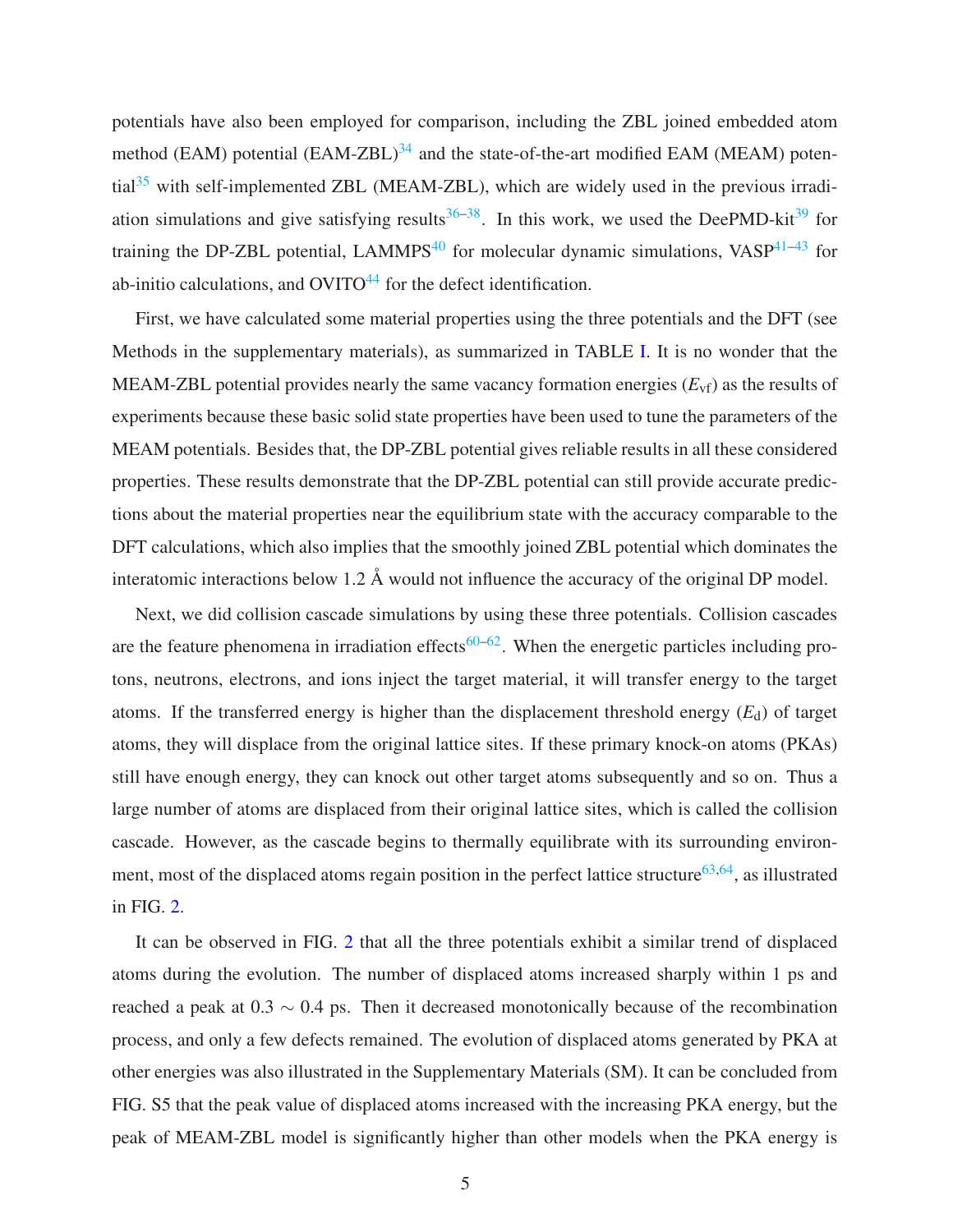potentials have also been employed for comparison, including the ZBL joined embedded atom method (EAM) potential (EAM-ZBL)[34] and the state-of-the-art modified EAM (MEAM) potential[35] with self-implemented ZBL (MEAM-ZBL), which are widely used in the previous irradiation simulations and give satisfying results[36–38]. In this work, we used the DeePMD-kit[39] for training the DP-ZBL potential, LAMMPS[40] for molecular dynamic simulations, VASP[41–43] for ab-initio calculations, and OVITO[44] for the defect identification.

First, we have calculated some material properties using the three potentials and the DFT (see Methods in the supplementary materials), as summarized in TABLE I. It is no wonder that the MEAM-ZBL potential provides nearly the same vacancy formation energies ($E_{\mathrm{vf}}$) as the results of experiments because these basic solid state properties have been used to tune the parameters of the MEAM potentials. Besides that, the DP-ZBL potential gives reliable results in all these considered properties. These results demonstrate that the DP-ZBL potential can still provide accurate predictions about the material properties near the equilibrium state with the accuracy comparable to the DFT calculations, which also implies that the smoothly joined ZBL potential which dominates the interatomic interactions below 1.2 Å would not influence the accuracy of the original DP model.

Next, we did collision cascade simulations by using these three potentials. Collision cascades are the feature phenomena in irradiation effects[60–62]. When the energetic particles including protons, neutrons, electrons, and ions inject the target material, it will transfer energy to the target atoms. If the transferred energy is higher than the displacement threshold energy ($E_{\mathrm{d}}$) of target atoms, they will displace from the original lattice sites. If these primary knock-on atoms (PKAs) still have enough energy, they can knock out other target atoms subsequently and so on. Thus a large number of atoms are displaced from their original lattice sites, which is called the collision cascade. However, as the cascade begins to thermally equilibrate with its surrounding environment, most of the displaced atoms regain position in the perfect lattice structure[63,64], as illustrated in FIG. 2.

It can be observed in FIG. 2 that all the three potentials exhibit a similar trend of displaced atoms during the evolution. The number of displaced atoms increased sharply within 1 ps and reached a peak at $0.3 \sim 0.4$ ps. Then it decreased monotonically because of the recombination process, and only a few defects remained. The evolution of displaced atoms generated by PKA at other energies was also illustrated in the Supplementary Materials (SM). It can be concluded from FIG. S5 that the peak value of displaced atoms increased with the increasing PKA energy, but the peak of MEAM-ZBL model is significantly higher than other models when the PKA energy is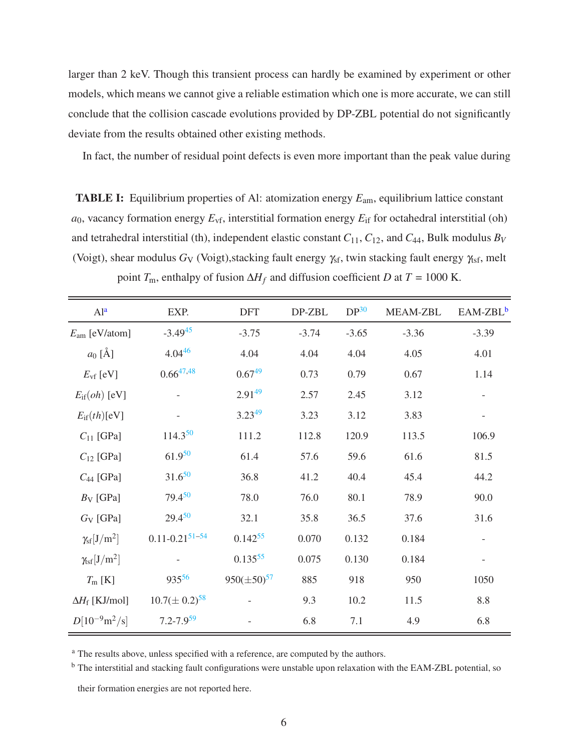larger than 2 keV. Though this transient process can hardly be examined by experiment or other models, which means we cannot give a reliable estimation which one is more accurate, we can still conclude that the collision cascade evolutions provided by DP-ZBL potential do not significantly deviate from the results obtained other existing methods.

In fact, the number of residual point defects is even more important than the peak value during

**TABLE I:** Equilibrium properties of Al: atomization energy $E_{\mathrm{am}}$, equilibrium lattice constant $a_0$, vacancy formation energy $E_{\mathrm{vf}}$, interstitial formation energy $E_{\mathrm{if}}$ for octahedral interstitial (oh) and tetrahedral interstitial (th), independent elastic constant $C_{11}$, $C_{12}$, and $C_{44}$, Bulk modulus $B_V$ (Voigt), shear modulus $G_{\mathrm{V}}$ (Voigt),stacking fault energy $\gamma_{\mathrm{sf}}$, twin stacking fault energy $\gamma_{\mathrm{tsf}}$, melt point $T_{\mathrm{m}}$, enthalpy of fusion $\Delta H_f$ and diffusion coefficient $D$ at $T$ = 1000 K.

| Al[a] | EXP. | DFT | DP-ZBL | DP[30] | MEAM-ZBL | EAM-ZBL[b] |
|---|---|---|---|---|---|---|
| $E_{\mathrm{am}}$ [eV/atom] | -3.49[45] | -3.75 | -3.74 | -3.65 | -3.36 | -3.39 |
| $a_0$ [Å] | 4.04[46] | 4.04 | 4.04 | 4.04 | 4.05 | 4.01 |
| $E_{\mathrm{vf}}$ [eV] | 0.66[47,48] | 0.67[49] | 0.73 | 0.79 | 0.67 | 1.14 |
| $E_{\mathrm{if}}(oh)$ [eV] | - | 2.91[49] | 2.57 | 2.45 | 3.12 | - |
| $E_{\mathrm{if}}(th)$[eV] | - | 3.23[49] | 3.23 | 3.12 | 3.83 | - |
| $C_{11}$ [GPa] | 114.3[50] | 111.2 | 112.8 | 120.9 | 113.5 | 106.9 |
| $C_{12}$ [GPa] | 61.9[50] | 61.4 | 57.6 | 59.6 | 61.6 | 81.5 |
| $C_{44}$ [GPa] | 31.6[50] | 36.8 | 41.2 | 40.4 | 45.4 | 44.2 |
| $B_{\mathrm{V}}$ [GPa] | 79.4[50] | 78.0 | 76.0 | 80.1 | 78.9 | 90.0 |
| $G_{\mathrm{V}}$ [GPa] | 29.4[50] | 32.1 | 35.8 | 36.5 | 37.6 | 31.6 |
| $\gamma_{\mathrm{sf}}$[J/m$^2$] | 0.11-0.21[51–54] | 0.142[55] | 0.070 | 0.132 | 0.184 | - |
| $\gamma_{\mathrm{tsf}}$[J/m$^2$] | - | 0.135[55] | 0.075 | 0.130 | 0.184 | - |
| $T_{\mathrm{m}}$ [K] | 935[56] | 950($\pm$50)[57] | 885 | 918 | 950 | 1050 |
| $\Delta H_{\mathrm{f}}$ [KJ/mol] | 10.7($\pm$ 0.2)[58] | - | 9.3 | 10.2 | 11.5 | 8.8 |
| $D$[$10^{-9}$m$^2$/s] | 7.2-7.9[59] | - | 6.8 | 7.1 | 4.9 | 6.8 |

[a] The results above, unless specified with a reference, are computed by the authors.

[b] The interstitial and stacking fault configurations were unstable upon relaxation with the EAM-ZBL potential, so their formation energies are not reported here.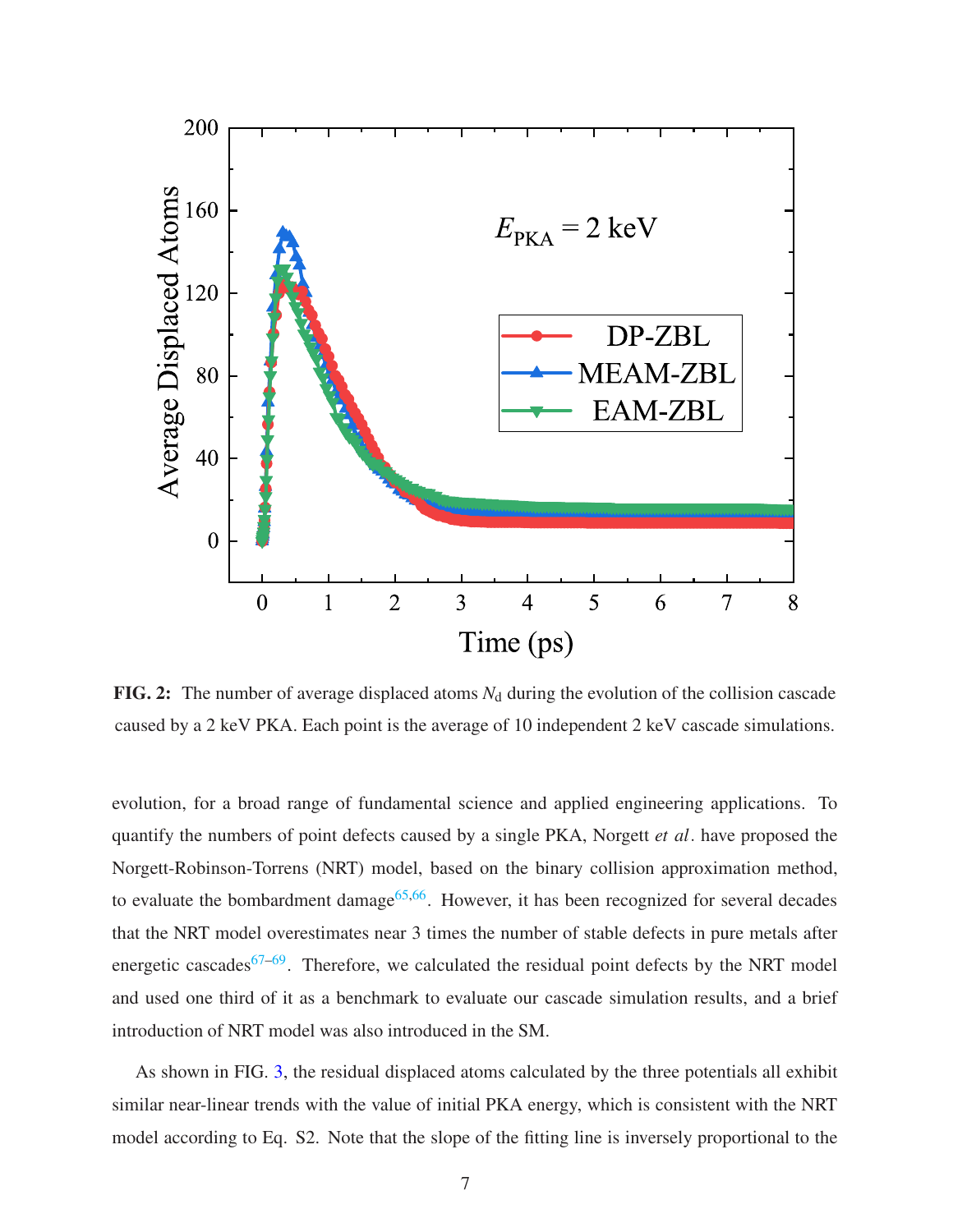FIG. 2: The number of average displaced atoms $N_d$ during the evolution of the collision cascade caused by a 2 keV PKA. Each point is the average of 10 independent 2 keV cascade simulations.

evolution, for a broad range of fundamental science and applied engineering applications. To quantify the numbers of point defects caused by a single PKA, Norgett *et al*. have proposed the Norgett-Robinson-Torrens (NRT) model, based on the binary collision approximation method, to evaluate the bombardment damage[65,66]. However, it has been recognized for several decades that the NRT model overestimates near 3 times the number of stable defects in pure metals after energetic cascades[67–69]. Therefore, we calculated the residual point defects by the NRT model and used one third of it as a benchmark to evaluate our cascade simulation results, and a brief introduction of NRT model was also introduced in the SM.

As shown in FIG. 3, the residual displaced atoms calculated by the three potentials all exhibit similar near-linear trends with the value of initial PKA energy, which is consistent with the NRT model according to Eq. S2. Note that the slope of the fitting line is inversely proportional to the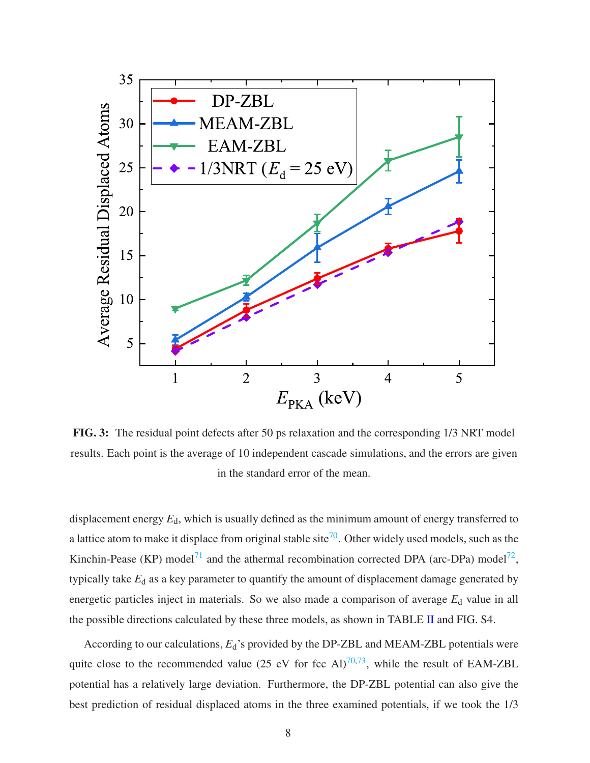FIG. 3: The residual point defects after 50 ps relaxation and the corresponding 1/3 NRT model results. Each point is the average of 10 independent cascade simulations, and the errors are given in the standard error of the mean.

displacement energy $E_d$, which is usually defined as the minimum amount of energy transferred to a lattice atom to make it displace from original stable site[70]. Other widely used models, such as the Kinchin-Pease (KP) model[71] and the athermal recombination corrected DPA (arc-DPa) model[72], typically take $E_d$ as a key parameter to quantify the amount of displacement damage generated by energetic particles inject in materials. So we also made a comparison of average $E_d$ value in all the possible directions calculated by these three models, as shown in TABLE II and FIG. S4.

According to our calculations, $E_d$'s provided by the DP-ZBL and MEAM-ZBL potentials were quite close to the recommended value (25 eV for fcc Al)[70,73], while the result of EAM-ZBL potential has a relatively large deviation. Furthermore, the DP-ZBL potential can also give the best prediction of residual displaced atoms in the three examined potentials, if we took the 1/3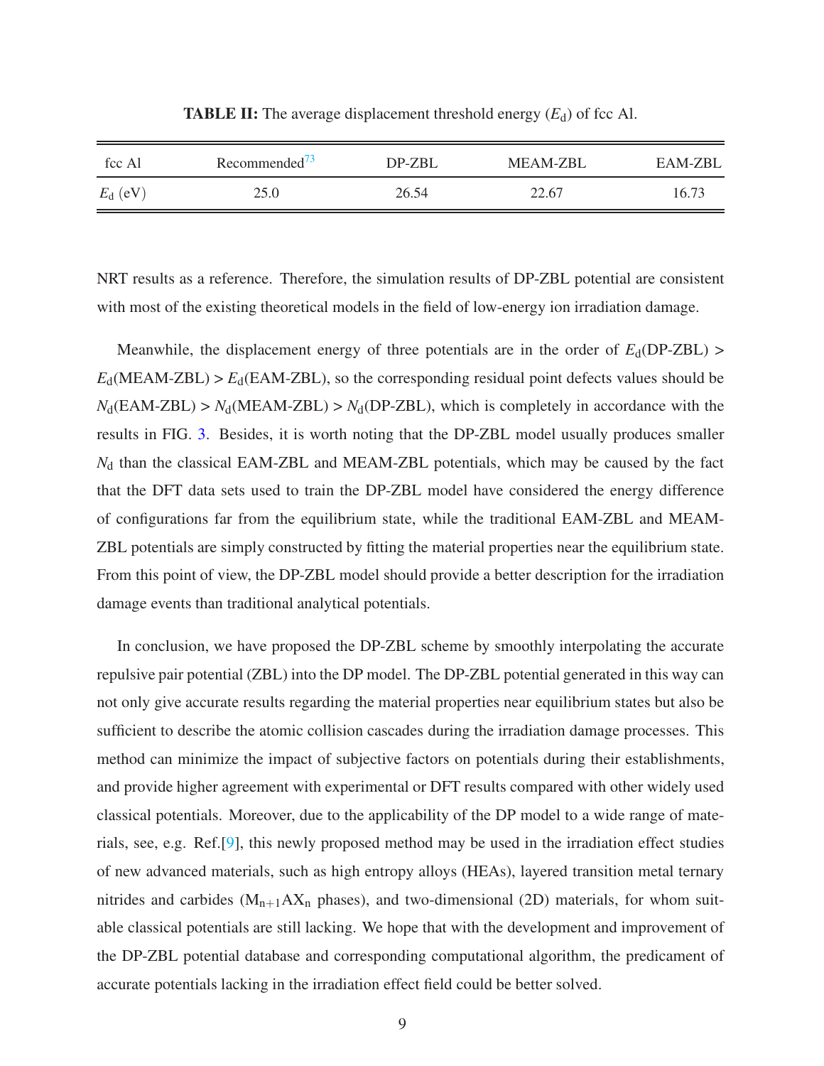**TABLE II:** The average displacement threshold energy ($E_d$) of fcc Al.

| fcc Al | Recommended[73] | DP-ZBL | MEAM-ZBL | EAM-ZBL |
|---|---|---|---|---|
| $E_d$ (eV) | 25.0 | 26.54 | 22.67 | 16.73 |

NRT results as a reference. Therefore, the simulation results of DP-ZBL potential are consistent with most of the existing theoretical models in the field of low-energy ion irradiation damage.

Meanwhile, the displacement energy of three potentials are in the order of $E_d$(DP-ZBL) > $E_d$(MEAM-ZBL) > $E_d$(EAM-ZBL), so the corresponding residual point defects values should be $N_d$(EAM-ZBL) > $N_d$(MEAM-ZBL) > $N_d$(DP-ZBL), which is completely in accordance with the results in FIG. 3. Besides, it is worth noting that the DP-ZBL model usually produces smaller $N_d$ than the classical EAM-ZBL and MEAM-ZBL potentials, which may be caused by the fact that the DFT data sets used to train the DP-ZBL model have considered the energy difference of configurations far from the equilibrium state, while the traditional EAM-ZBL and MEAM-ZBL potentials are simply constructed by fitting the material properties near the equilibrium state. From this point of view, the DP-ZBL model should provide a better description for the irradiation damage events than traditional analytical potentials.

In conclusion, we have proposed the DP-ZBL scheme by smoothly interpolating the accurate repulsive pair potential (ZBL) into the DP model. The DP-ZBL potential generated in this way can not only give accurate results regarding the material properties near equilibrium states but also be sufficient to describe the atomic collision cascades during the irradiation damage processes. This method can minimize the impact of subjective factors on potentials during their establishments, and provide higher agreement with experimental or DFT results compared with other widely used classical potentials. Moreover, due to the applicability of the DP model to a wide range of materials, see, e.g. Ref.[9], this newly proposed method may be used in the irradiation effect studies of new advanced materials, such as high entropy alloys (HEAs), layered transition metal ternary nitrides and carbides ($M_{n+1}AX_n$ phases), and two-dimensional (2D) materials, for whom suitable classical potentials are still lacking. We hope that with the development and improvement of the DP-ZBL potential database and corresponding computational algorithm, the predicament of accurate potentials lacking in the irradiation effect field could be better solved.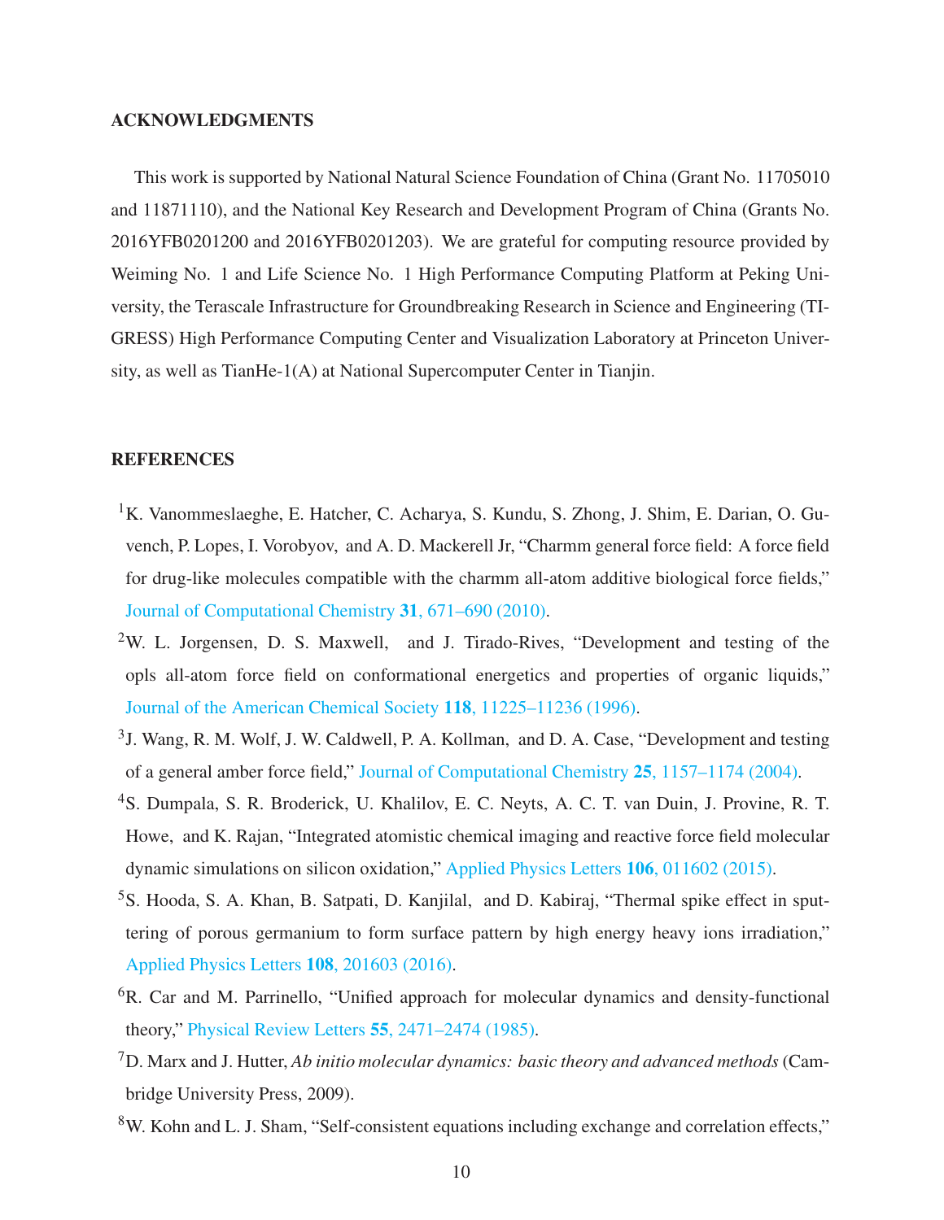## ACKNOWLEDGMENTS

This work is supported by National Natural Science Foundation of China (Grant No. 11705010 and 11871110), and the National Key Research and Development Program of China (Grants No. 2016YFB0201200 and 2016YFB0201203). We are grateful for computing resource provided by Weiming No. 1 and Life Science No. 1 High Performance Computing Platform at Peking University, the Terascale Infrastructure for Groundbreaking Research in Science and Engineering (TIGRESS) High Performance Computing Center and Visualization Laboratory at Princeton University, as well as TianHe-1(A) at National Supercomputer Center in Tianjin.

## REFERENCES

[1] K. Vanommeslaeghe, E. Hatcher, C. Acharya, S. Kundu, S. Zhong, J. Shim, E. Darian, O. Guvench, P. Lopes, I. Vorobyov, and A. D. Mackerell Jr, "Charmm general force field: A force field for drug-like molecules compatible with the charmm all-atom additive biological force fields," Journal of Computational Chemistry **31**, 671–690 (2010).

[2] W. L. Jorgensen, D. S. Maxwell, and J. Tirado-Rives, "Development and testing of the opls all-atom force field on conformational energetics and properties of organic liquids," Journal of the American Chemical Society **118**, 11225–11236 (1996).

[3] J. Wang, R. M. Wolf, J. W. Caldwell, P. A. Kollman, and D. A. Case, "Development and testing of a general amber force field," Journal of Computational Chemistry **25**, 1157–1174 (2004).

[4] S. Dumpala, S. R. Broderick, U. Khalilov, E. C. Neyts, A. C. T. van Duin, J. Provine, R. T. Howe, and K. Rajan, "Integrated atomistic chemical imaging and reactive force field molecular dynamic simulations on silicon oxidation," Applied Physics Letters **106**, 011602 (2015).

[5] S. Hooda, S. A. Khan, B. Satpati, D. Kanjilal, and D. Kabiraj, "Thermal spike effect in sputtering of porous germanium to form surface pattern by high energy heavy ions irradiation," Applied Physics Letters **108**, 201603 (2016).

[6] R. Car and M. Parrinello, "Unified approach for molecular dynamics and density-functional theory," Physical Review Letters **55**, 2471–2474 (1985).

[7] D. Marx and J. Hutter, *Ab initio molecular dynamics: basic theory and advanced methods* (Cambridge University Press, 2009).

[8] W. Kohn and L. J. Sham, "Self-consistent equations including exchange and correlation effects,"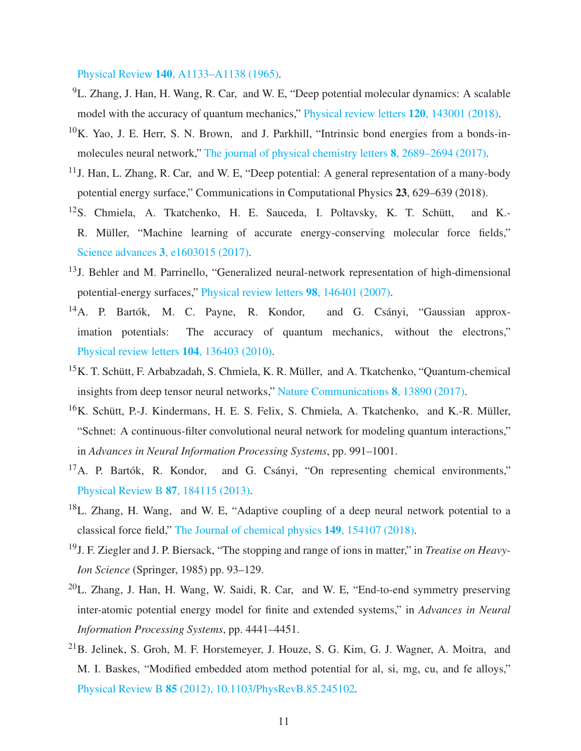Physical Review **140**, A1133–A1138 (1965).

[9]L. Zhang, J. Han, H. Wang, R. Car, and W. E, "Deep potential molecular dynamics: A scalable model with the accuracy of quantum mechanics," Physical review letters **120**, 143001 (2018).

[10]K. Yao, J. E. Herr, S. N. Brown, and J. Parkhill, "Intrinsic bond energies from a bonds-in-molecules neural network," The journal of physical chemistry letters **8**, 2689–2694 (2017).

[11]J. Han, L. Zhang, R. Car, and W. E, "Deep potential: A general representation of a many-body potential energy surface," Communications in Computational Physics **23**, 629–639 (2018).

[12]S. Chmiela, A. Tkatchenko, H. E. Sauceda, I. Poltavsky, K. T. Schütt, and K.-R. Müller, "Machine learning of accurate energy-conserving molecular force fields," Science advances **3**, e1603015 (2017).

[13]J. Behler and M. Parrinello, "Generalized neural-network representation of high-dimensional potential-energy surfaces," Physical review letters **98**, 146401 (2007).

[14]A. P. Bartók, M. C. Payne, R. Kondor, and G. Csányi, "Gaussian approximation potentials: The accuracy of quantum mechanics, without the electrons," Physical review letters **104**, 136403 (2010).

[15]K. T. Schütt, F. Arbabzadah, S. Chmiela, K. R. Müller, and A. Tkatchenko, "Quantum-chemical insights from deep tensor neural networks," Nature Communications **8**, 13890 (2017).

[16]K. Schütt, P.-J. Kindermans, H. E. S. Felix, S. Chmiela, A. Tkatchenko, and K.-R. Müller, "Schnet: A continuous-filter convolutional neural network for modeling quantum interactions," in *Advances in Neural Information Processing Systems*, pp. 991–1001.

[17]A. P. Bartók, R. Kondor, and G. Csányi, "On representing chemical environments," Physical Review B **87**, 184115 (2013).

[18]L. Zhang, H. Wang, and W. E, "Adaptive coupling of a deep neural network potential to a classical force field," The Journal of chemical physics **149**, 154107 (2018).

[19]J. F. Ziegler and J. P. Biersack, "The stopping and range of ions in matter," in *Treatise on Heavy-Ion Science* (Springer, 1985) pp. 93–129.

[20]L. Zhang, J. Han, H. Wang, W. Saidi, R. Car, and W. E, "End-to-end symmetry preserving inter-atomic potential energy model for finite and extended systems," in *Advances in Neural Information Processing Systems*, pp. 4441–4451.

[21]B. Jelinek, S. Groh, M. F. Horstemeyer, J. Houze, S. G. Kim, G. J. Wagner, A. Moitra, and M. I. Baskes, "Modified embedded atom method potential for al, si, mg, cu, and fe alloys," Physical Review B **85** (2012), 10.1103/PhysRevB.85.245102.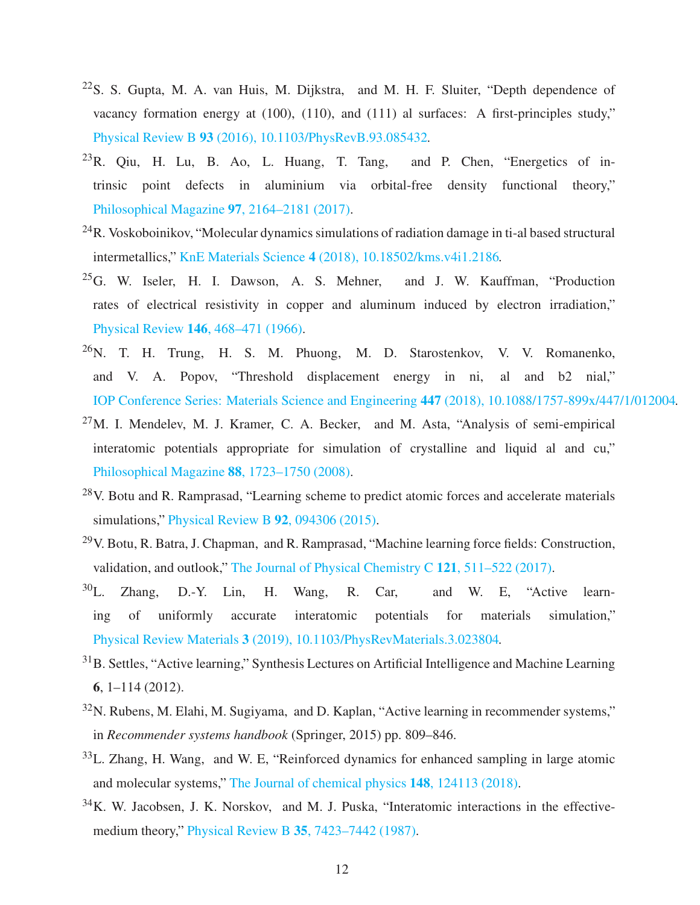[22] S. S. Gupta, M. A. van Huis, M. Dijkstra, and M. H. F. Sluiter, "Depth dependence of vacancy formation energy at (100), (110), and (111) al surfaces: A first-principles study," Physical Review B **93** (2016), 10.1103/PhysRevB.93.085432.

[23] R. Qiu, H. Lu, B. Ao, L. Huang, T. Tang, and P. Chen, "Energetics of intrinsic point defects in aluminium via orbital-free density functional theory," Philosophical Magazine **97**, 2164–2181 (2017).

[24] R. Voskoboinikov, "Molecular dynamics simulations of radiation damage in ti-al based structural intermetallics," KnE Materials Science **4** (2018), 10.18502/kms.v4i1.2186.

[25] G. W. Iseler, H. I. Dawson, A. S. Mehner, and J. W. Kauffman, "Production rates of electrical resistivity in copper and aluminum induced by electron irradiation," Physical Review **146**, 468–471 (1966).

[26] N. T. H. Trung, H. S. M. Phuong, M. D. Starostenkov, V. V. Romanenko, and V. A. Popov, "Threshold displacement energy in ni, al and b2 nial," IOP Conference Series: Materials Science and Engineering **447** (2018), 10.1088/1757-899x/447/1/012004.

[27] M. I. Mendelev, M. J. Kramer, C. A. Becker, and M. Asta, "Analysis of semi-empirical interatomic potentials appropriate for simulation of crystalline and liquid al and cu," Philosophical Magazine **88**, 1723–1750 (2008).

[28] V. Botu and R. Ramprasad, "Learning scheme to predict atomic forces and accelerate materials simulations," Physical Review B **92**, 094306 (2015).

[29] V. Botu, R. Batra, J. Chapman, and R. Ramprasad, "Machine learning force fields: Construction, validation, and outlook," The Journal of Physical Chemistry C **121**, 511–522 (2017).

[30] L. Zhang, D.-Y. Lin, H. Wang, R. Car, and W. E, "Active learning of uniformly accurate interatomic potentials for materials simulation," Physical Review Materials **3** (2019), 10.1103/PhysRevMaterials.3.023804.

[31] B. Settles, "Active learning," Synthesis Lectures on Artificial Intelligence and Machine Learning **6**, 1–114 (2012).

[32] N. Rubens, M. Elahi, M. Sugiyama, and D. Kaplan, "Active learning in recommender systems," in *Recommender systems handbook* (Springer, 2015) pp. 809–846.

[33] L. Zhang, H. Wang, and W. E, "Reinforced dynamics for enhanced sampling in large atomic and molecular systems," The Journal of chemical physics **148**, 124113 (2018).

[34] K. W. Jacobsen, J. K. Norskov, and M. J. Puska, "Interatomic interactions in the effective-medium theory," Physical Review B **35**, 7423–7442 (1987).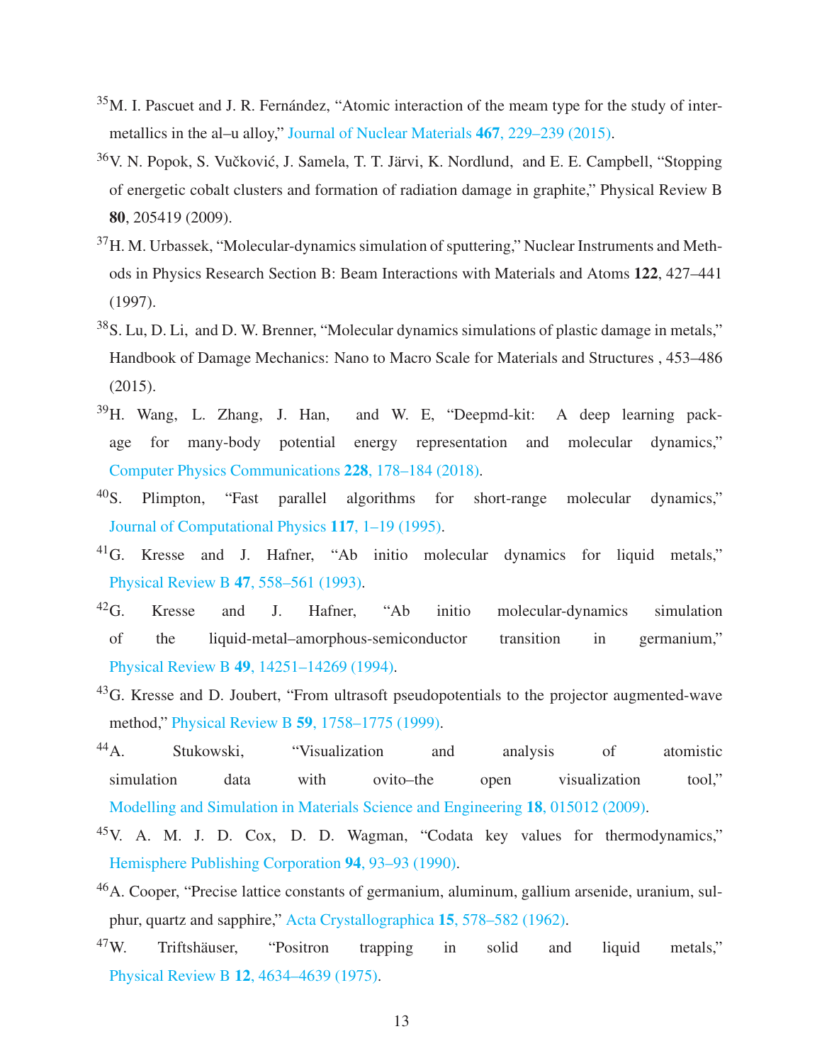[35] M. I. Pascuet and J. R. Fernández, "Atomic interaction of the meam type for the study of intermetallics in the al–u alloy," Journal of Nuclear Materials **467**, 229–239 (2015).

[36] V. N. Popok, S. Vučković, J. Samela, T. T. Järvi, K. Nordlund, and E. E. Campbell, "Stopping of energetic cobalt clusters and formation of radiation damage in graphite," Physical Review B **80**, 205419 (2009).

[37] H. M. Urbassek, "Molecular-dynamics simulation of sputtering," Nuclear Instruments and Methods in Physics Research Section B: Beam Interactions with Materials and Atoms **122**, 427–441 (1997).

[38] S. Lu, D. Li, and D. W. Brenner, "Molecular dynamics simulations of plastic damage in metals," Handbook of Damage Mechanics: Nano to Macro Scale for Materials and Structures , 453–486 (2015).

[39] H. Wang, L. Zhang, J. Han, and W. E, "Deepmd-kit: A deep learning package for many-body potential energy representation and molecular dynamics," Computer Physics Communications **228**, 178–184 (2018).

[40] S. Plimpton, "Fast parallel algorithms for short-range molecular dynamics," Journal of Computational Physics **117**, 1–19 (1995).

[41] G. Kresse and J. Hafner, "Ab initio molecular dynamics for liquid metals," Physical Review B **47**, 558–561 (1993).

[42] G. Kresse and J. Hafner, "Ab initio molecular-dynamics simulation of the liquid-metal–amorphous-semiconductor transition in germanium," Physical Review B **49**, 14251–14269 (1994).

[43] G. Kresse and D. Joubert, "From ultrasoft pseudopotentials to the projector augmented-wave method," Physical Review B **59**, 1758–1775 (1999).

[44] A. Stukowski, "Visualization and analysis of atomistic simulation data with ovito–the open visualization tool," Modelling and Simulation in Materials Science and Engineering **18**, 015012 (2009).

[45] V. A. M. J. D. Cox, D. D. Wagman, "Codata key values for thermodynamics," Hemisphere Publishing Corporation **94**, 93–93 (1990).

[46] A. Cooper, "Precise lattice constants of germanium, aluminum, gallium arsenide, uranium, sulphur, quartz and sapphire," Acta Crystallographica **15**, 578–582 (1962).

[47] W. Triftshäuser, "Positron trapping in solid and liquid metals," Physical Review B **12**, 4634–4639 (1975).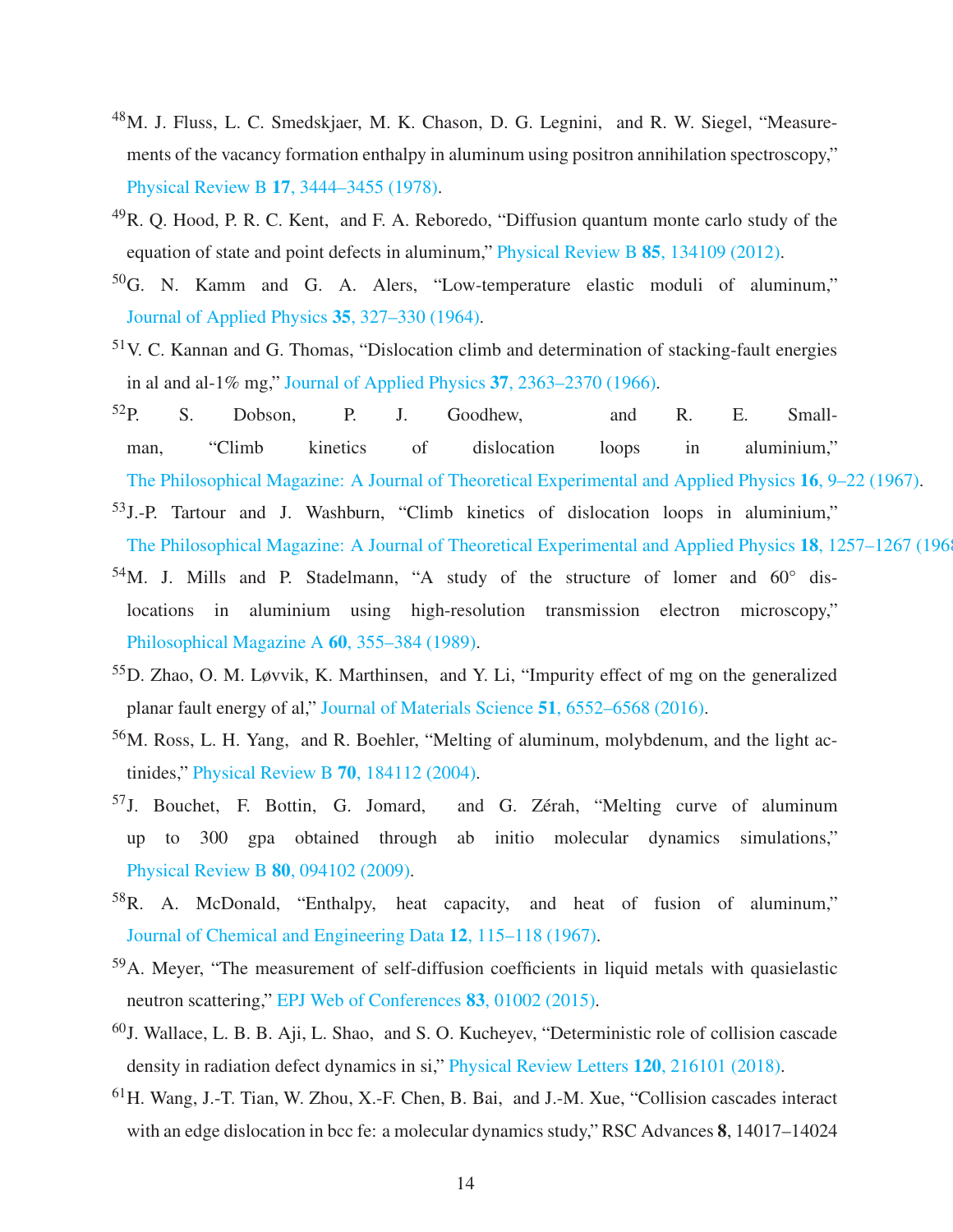[48] M. J. Fluss, L. C. Smedskjaer, M. K. Chason, D. G. Legnini, and R. W. Siegel, "Measurements of the vacancy formation enthalpy in aluminum using positron annihilation spectroscopy," Physical Review B **17**, 3444–3455 (1978).

[49] R. Q. Hood, P. R. C. Kent, and F. A. Reboredo, "Diffusion quantum monte carlo study of the equation of state and point defects in aluminum," Physical Review B **85**, 134109 (2012).

[50] G. N. Kamm and G. A. Alers, "Low-temperature elastic moduli of aluminum," Journal of Applied Physics **35**, 327–330 (1964).

[51] V. C. Kannan and G. Thomas, "Dislocation climb and determination of stacking-fault energies in al and al-1% mg," Journal of Applied Physics **37**, 2363–2370 (1966).

[52] P. S. Dobson, P. J. Goodhew, and R. E. Smallman, "Climb kinetics of dislocation loops in aluminium," The Philosophical Magazine: A Journal of Theoretical Experimental and Applied Physics **16**, 9–22 (1967).

[53] J.-P. Tartour and J. Washburn, "Climb kinetics of dislocation loops in aluminium," The Philosophical Magazine: A Journal of Theoretical Experimental and Applied Physics **18**, 1257–1267 (196

[54] M. J. Mills and P. Stadelmann, "A study of the structure of lomer and 60° dislocations in aluminium using high-resolution transmission electron microscopy," Philosophical Magazine A **60**, 355–384 (1989).

[55] D. Zhao, O. M. Løvvik, K. Marthinsen, and Y. Li, "Impurity effect of mg on the generalized planar fault energy of al," Journal of Materials Science **51**, 6552–6568 (2016).

[56] M. Ross, L. H. Yang, and R. Boehler, "Melting of aluminum, molybdenum, and the light actinides," Physical Review B **70**, 184112 (2004).

[57] J. Bouchet, F. Bottin, G. Jomard, and G. Zérah, "Melting curve of aluminum up to 300 gpa obtained through ab initio molecular dynamics simulations," Physical Review B **80**, 094102 (2009).

[58] R. A. McDonald, "Enthalpy, heat capacity, and heat of fusion of aluminum," Journal of Chemical and Engineering Data **12**, 115–118 (1967).

[59] A. Meyer, "The measurement of self-diffusion coefficients in liquid metals with quasielastic neutron scattering," EPJ Web of Conferences **83**, 01002 (2015).

[60] J. Wallace, L. B. B. Aji, L. Shao, and S. O. Kucheyev, "Deterministic role of collision cascade density in radiation defect dynamics in si," Physical Review Letters **120**, 216101 (2018).

[61] H. Wang, J.-T. Tian, W. Zhou, X.-F. Chen, B. Bai, and J.-M. Xue, "Collision cascades interact with an edge dislocation in bcc fe: a molecular dynamics study," RSC Advances **8**, 14017–14024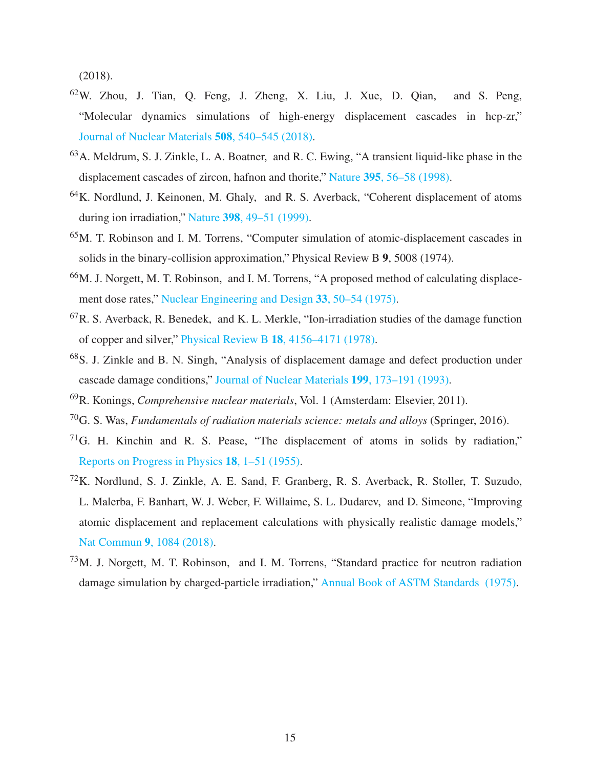(2018).

[62]W. Zhou, J. Tian, Q. Feng, J. Zheng, X. Liu, J. Xue, D. Qian, and S. Peng, "Molecular dynamics simulations of high-energy displacement cascades in hcp-zr," Journal of Nuclear Materials **508**, 540–545 (2018).

[63]A. Meldrum, S. J. Zinkle, L. A. Boatner, and R. C. Ewing, "A transient liquid-like phase in the displacement cascades of zircon, hafnon and thorite," Nature **395**, 56–58 (1998).

[64]K. Nordlund, J. Keinonen, M. Ghaly, and R. S. Averback, "Coherent displacement of atoms during ion irradiation," Nature **398**, 49–51 (1999).

[65]M. T. Robinson and I. M. Torrens, "Computer simulation of atomic-displacement cascades in solids in the binary-collision approximation," Physical Review B **9**, 5008 (1974).

[66]M. J. Norgett, M. T. Robinson, and I. M. Torrens, "A proposed method of calculating displacement dose rates," Nuclear Engineering and Design **33**, 50–54 (1975).

[67]R. S. Averback, R. Benedek, and K. L. Merkle, "Ion-irradiation studies of the damage function of copper and silver," Physical Review B **18**, 4156–4171 (1978).

[68]S. J. Zinkle and B. N. Singh, "Analysis of displacement damage and defect production under cascade damage conditions," Journal of Nuclear Materials **199**, 173–191 (1993).

[69]R. Konings, *Comprehensive nuclear materials*, Vol. 1 (Amsterdam: Elsevier, 2011).

[70]G. S. Was, *Fundamentals of radiation materials science: metals and alloys* (Springer, 2016).

[71]G. H. Kinchin and R. S. Pease, "The displacement of atoms in solids by radiation," Reports on Progress in Physics **18**, 1–51 (1955).

[72]K. Nordlund, S. J. Zinkle, A. E. Sand, F. Granberg, R. S. Averback, R. Stoller, T. Suzudo, L. Malerba, F. Banhart, W. J. Weber, F. Willaime, S. L. Dudarev, and D. Simeone, "Improving atomic displacement and replacement calculations with physically realistic damage models," Nat Commun **9**, 1084 (2018).

[73]M. J. Norgett, M. T. Robinson, and I. M. Torrens, "Standard practice for neutron radiation damage simulation by charged-particle irradiation," Annual Book of ASTM Standards (1975).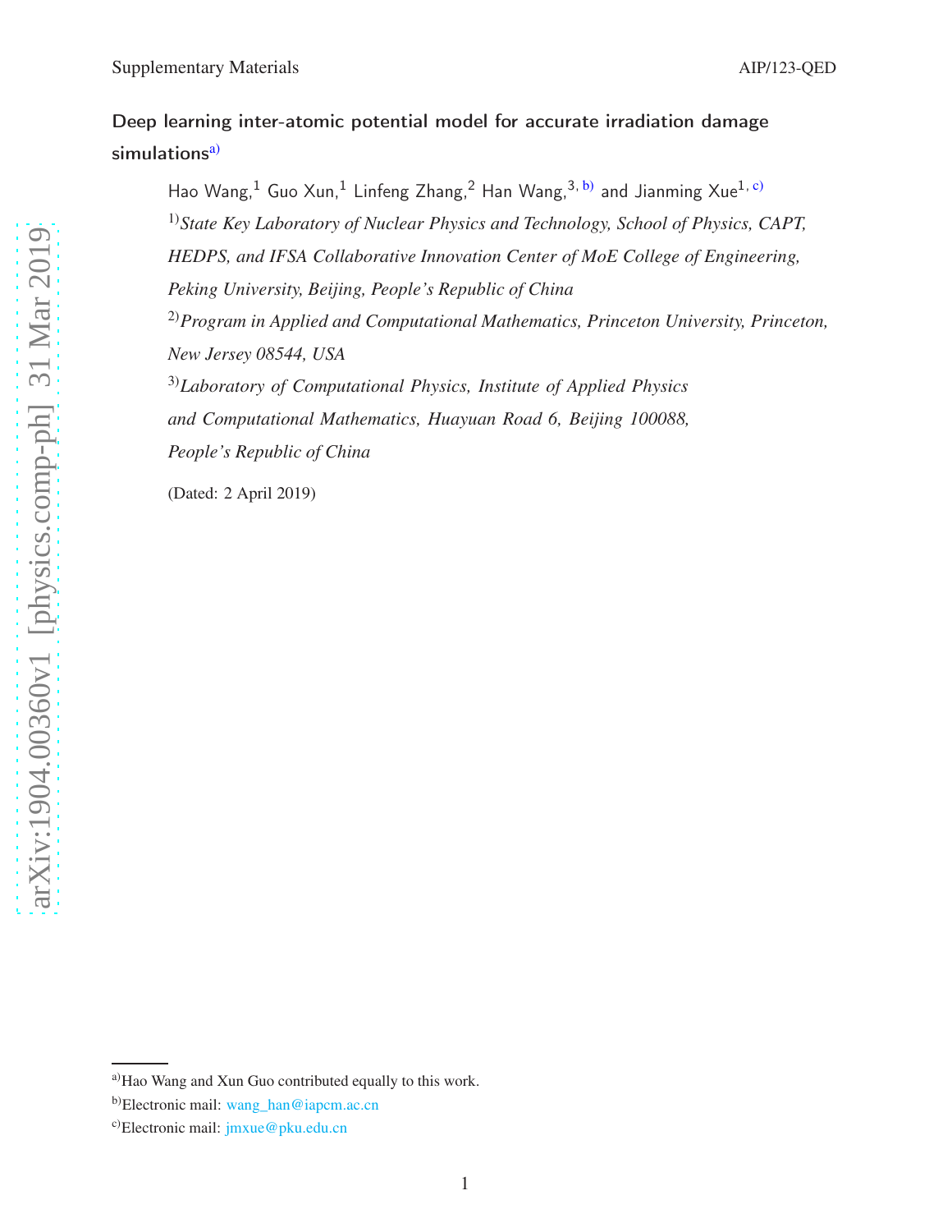# Deep learning inter-atomic potential model for accurate irradiation damage simulations[a)]

Hao Wang,[1] Guo Xun,[1] Linfeng Zhang,[2] Han Wang,[3, b)] and Jianming Xue[1, c)]

[1)]*State Key Laboratory of Nuclear Physics and Technology, School of Physics, CAPT, HEDPS, and IFSA Collaborative Innovation Center of MoE College of Engineering, Peking University, Beijing, People's Republic of China*

[2)]*Program in Applied and Computational Mathematics, Princeton University, Princeton, New Jersey 08544, USA*

[3)]*Laboratory of Computational Physics, Institute of Applied Physics and Computational Mathematics, Huayuan Road 6, Beijing 100088, People's Republic of China*

(Dated: 2 April 2019)

---

[a)]Hao Wang and Xun Guo contributed equally to this work.

[b)]Electronic mail: wang_han@iapcm.ac.cn

[c)]Electronic mail: jmxue@pku.edu.cn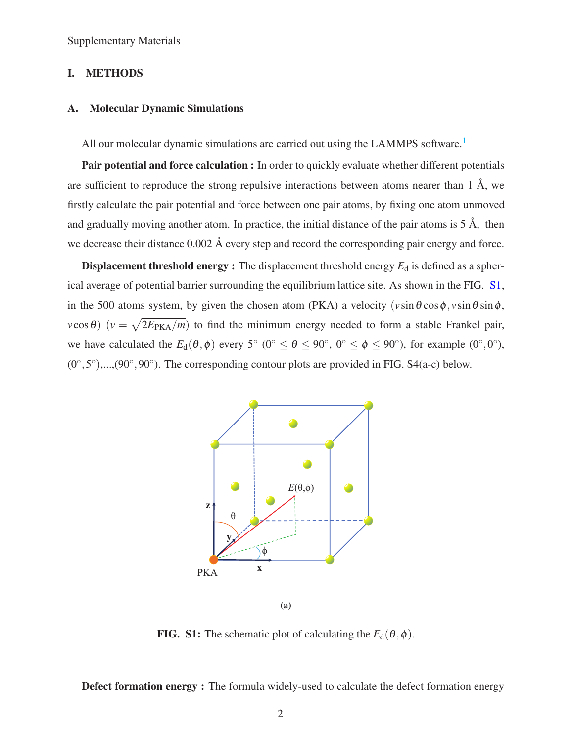Supplementary Materials

## I. METHODS

### A. Molecular Dynamic Simulations

All our molecular dynamic simulations are carried out using the LAMMPS software.[1]

**Pair potential and force calculation :** In order to quickly evaluate whether different potentials are sufficient to reproduce the strong repulsive interactions between atoms nearer than 1 Å, we firstly calculate the pair potential and force between one pair atoms, by fixing one atom unmoved and gradually moving another atom. In practice, the initial distance of the pair atoms is 5 Å, then we decrease their distance 0.002 Å every step and record the corresponding pair energy and force.

**Displacement threshold energy :** The displacement threshold energy $E_{\mathrm{d}}$ is defined as a spherical average of potential barrier surrounding the equilibrium lattice site. As shown in the FIG. S1, in the 500 atoms system, by given the chosen atom (PKA) a velocity $(v\sin\theta\cos\phi, v\sin\theta\sin\phi, v\cos\theta)$ ($v = \sqrt{2E_{\mathrm{PKA}}/m}$) to find the minimum energy needed to form a stable Frankel pair, we have calculated the $E_{\mathrm{d}}(\theta,\phi)$ every 5° ($0^\circ \leq \theta \leq 90^\circ$, $0^\circ \leq \phi \leq 90^\circ$), for example $(0^\circ,0^\circ)$, $(0^\circ,5^\circ)$,...,$(90^\circ,90^\circ)$. The corresponding contour plots are provided in FIG. S4(a-c) below.

(a)

**FIG. S1:** The schematic plot of calculating the $E_{\mathrm{d}}(\theta,\phi)$.

**Defect formation energy :** The formula widely-used to calculate the defect formation energy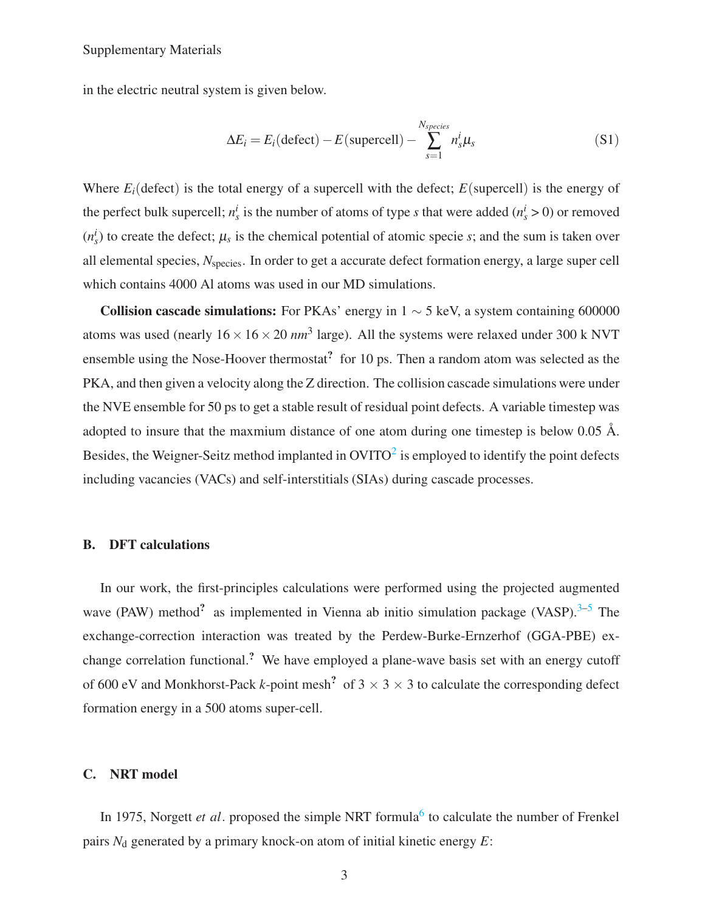in the electric neutral system is given below.

$$\Delta E_i = E_i(\text{defect}) - E(\text{supercell}) - \sum_{s=1}^{N_{species}} n_s^i \mu_s \tag{S1}$$

Where $E_i$(defect) is the total energy of a supercell with the defect; $E$(supercell) is the energy of the perfect bulk supercell; $n_s^i$ is the number of atoms of type $s$ that were added ($n_s^i > 0$) or removed ($n_s^i$) to create the defect; $\mu_s$ is the chemical potential of atomic specie $s$; and the sum is taken over all elemental species, $N_{\text{species}}$. In order to get a accurate defect formation energy, a large super cell which contains 4000 Al atoms was used in our MD simulations.

**Collision cascade simulations:** For PKAs' energy in $1 \sim 5$ keV, a system containing 600000 atoms was used (nearly $16 \times 16 \times 20$ $nm^3$ large). All the systems were relaxed under 300 k NVT ensemble using the Nose-Hoover thermostat[?] for 10 ps. Then a random atom was selected as the PKA, and then given a velocity along the Z direction. The collision cascade simulations were under the NVE ensemble for 50 ps to get a stable result of residual point defects. A variable timestep was adopted to insure that the maxmium distance of one atom during one timestep is below 0.05 Å. Besides, the Weigner-Seitz method implanted in OVITO[2] is employed to identify the point defects including vacancies (VACs) and self-interstitials (SIAs) during cascade processes.

## B. DFT calculations

In our work, the first-principles calculations were performed using the projected augmented wave (PAW) method[?] as implemented in Vienna ab initio simulation package (VASP).[3–5] The exchange-correction interaction was treated by the Perdew-Burke-Ernzerhof (GGA-PBE) exchange correlation functional.[?] We have employed a plane-wave basis set with an energy cutoff of 600 eV and Monkhorst-Pack $k$-point mesh[?] of $3 \times 3 \times 3$ to calculate the corresponding defect formation energy in a 500 atoms super-cell.

## C. NRT model

In 1975, Norgett *et al*. proposed the simple NRT formula[6] to calculate the number of Frenkel pairs $N_{\text{d}}$ generated by a primary knock-on atom of initial kinetic energy $E$: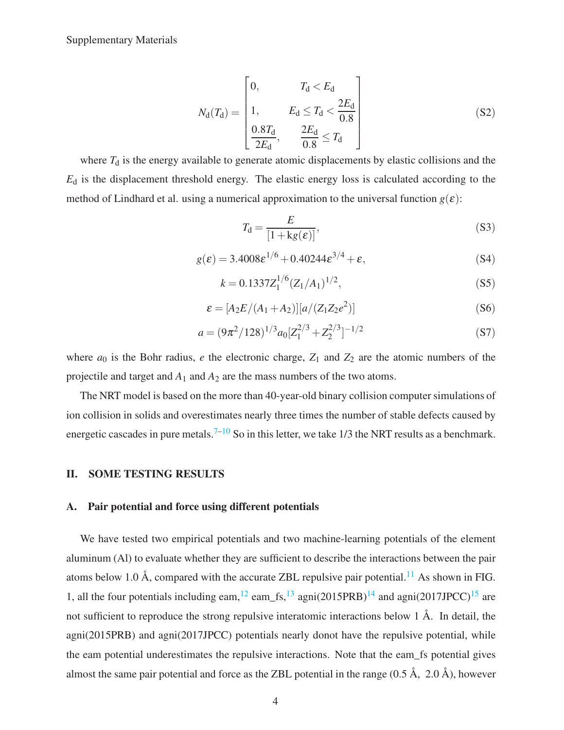$$
N_{\mathrm{d}}(T_{\mathrm{d}}) = \begin{bmatrix} 0, & T_{\mathrm{d}} < E_{\mathrm{d}} \\ 1, & E_{\mathrm{d}} \leq T_{\mathrm{d}} < \dfrac{2E_{\mathrm{d}}}{0.8} \\ \dfrac{0.8T_{\mathrm{d}}}{2E_{\mathrm{d}}}, & \dfrac{2E_{\mathrm{d}}}{0.8} \leq T_{\mathrm{d}} \end{bmatrix} \tag{S2}
$$

where $T_{\mathrm{d}}$ is the energy available to generate atomic displacements by elastic collisions and the $E_{\mathrm{d}}$ is the displacement threshold energy. The elastic energy loss is calculated according to the method of Lindhard et al. using a numerical approximation to the universal function $g(\varepsilon)$:

$$
T_{\mathrm{d}} = \frac{E}{[1 + \mathrm{k}g(\varepsilon)]}, \tag{S3}
$$

$$
g(\varepsilon) = 3.4008\varepsilon^{1/6} + 0.40244\varepsilon^{3/4} + \varepsilon, \tag{S4}
$$

$$
k = 0.1337 Z_1^{1/6} (Z_1/A_1)^{1/2}, \tag{S5}
$$

$$
\varepsilon = [A_2 E/(A_1 + A_2)][a/(Z_1 Z_2 e^2)] \tag{S6}
$$

$$
a = (9\pi^2/128)^{1/3} a_0 [Z_1^{2/3} + Z_2^{2/3}]^{-1/2} \tag{S7}
$$

where $a_0$ is the Bohr radius, $e$ the electronic charge, $Z_1$ and $Z_2$ are the atomic numbers of the projectile and target and $A_1$ and $A_2$ are the mass numbers of the two atoms.

The NRT model is based on the more than 40-year-old binary collision computer simulations of ion collision in solids and overestimates nearly three times the number of stable defects caused by energetic cascades in pure metals.[7–10] So in this letter, we take 1/3 the NRT results as a benchmark.

## II. SOME TESTING RESULTS

### A. Pair potential and force using different potentials

We have tested two empirical potentials and two machine-learning potentials of the element aluminum (Al) to evaluate whether they are sufficient to describe the interactions between the pair atoms below 1.0 Å, compared with the accurate ZBL repulsive pair potential.[11] As shown in FIG. 1, all the four potentials including eam,[12] eam_fs,[13] agni(2015PRB)[14] and agni(2017JPCC)[15] are not sufficient to reproduce the strong repulsive interatomic interactions below 1 Å. In detail, the agni(2015PRB) and agni(2017JPCC) potentials nearly donot have the repulsive potential, while the eam potential underestimates the repulsive interactions. Note that the eam_fs potential gives almost the same pair potential and force as the ZBL potential in the range (0.5 Å, 2.0 Å), however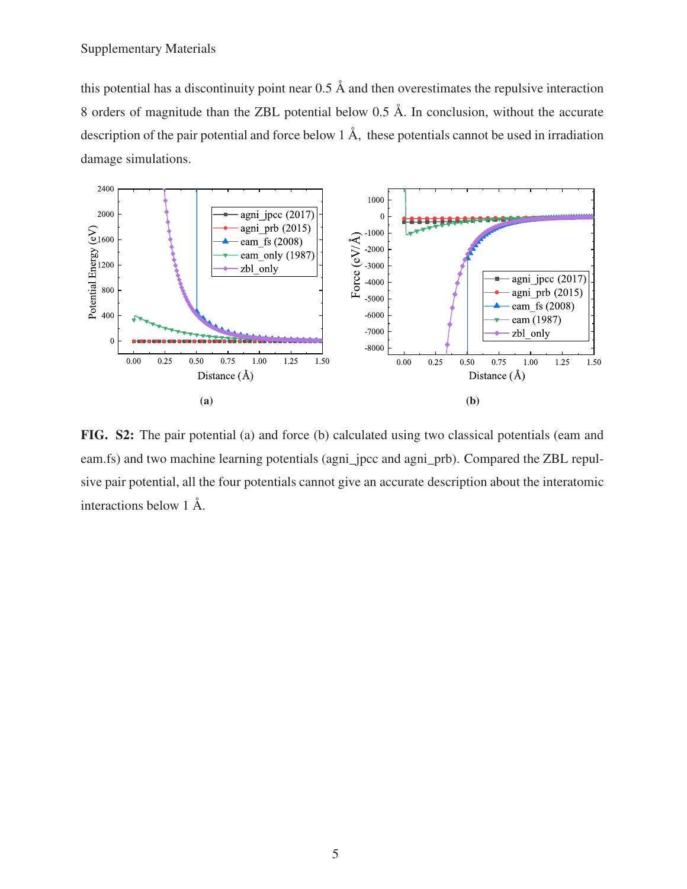this potential has a discontinuity point near 0.5 Å and then overestimates the repulsive interaction 8 orders of magnitude than the ZBL potential below 0.5 Å. In conclusion, without the accurate description of the pair potential and force below 1 Å, these potentials cannot be used in irradiation damage simulations.

**FIG. S2:** The pair potential (a) and force (b) calculated using two classical potentials (eam and eam.fs) and two machine learning potentials (agni_jpcc and agni_prb). Compared the ZBL repulsive pair potential, all the four potentials cannot give an accurate description about the interatomic interactions below 1 Å.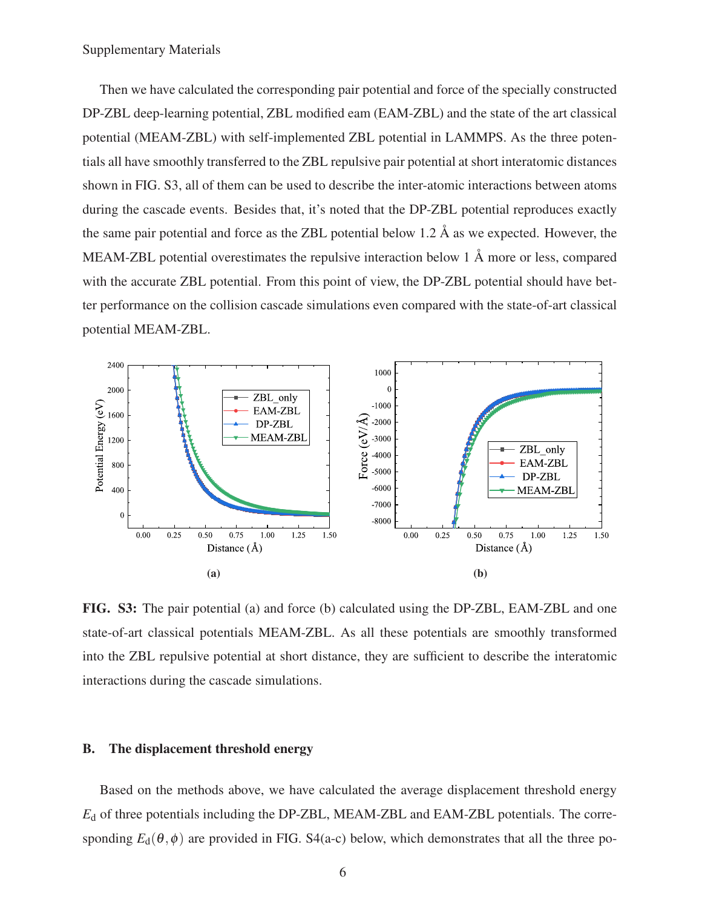Then we have calculated the corresponding pair potential and force of the specially constructed DP-ZBL deep-learning potential, ZBL modified eam (EAM-ZBL) and the state of the art classical potential (MEAM-ZBL) with self-implemented ZBL potential in LAMMPS. As the three potentials all have smoothly transferred to the ZBL repulsive pair potential at short interatomic distances shown in FIG. S3, all of them can be used to describe the inter-atomic interactions between atoms during the cascade events. Besides that, it's noted that the DP-ZBL potential reproduces exactly the same pair potential and force as the ZBL potential below 1.2 Å as we expected. However, the MEAM-ZBL potential overestimates the repulsive interaction below 1 Å more or less, compared with the accurate ZBL potential. From this point of view, the DP-ZBL potential should have better performance on the collision cascade simulations even compared with the state-of-art classical potential MEAM-ZBL.

**FIG. S3:** The pair potential (a) and force (b) calculated using the DP-ZBL, EAM-ZBL and one state-of-art classical potentials MEAM-ZBL. As all these potentials are smoothly transformed into the ZBL repulsive potential at short distance, they are sufficient to describe the interatomic interactions during the cascade simulations.

### B. The displacement threshold energy

Based on the methods above, we have calculated the average displacement threshold energy $E_\mathrm{d}$ of three potentials including the DP-ZBL, MEAM-ZBL and EAM-ZBL potentials. The corresponding $E_\mathrm{d}(\theta,\phi)$ are provided in FIG. S4(a-c) below, which demonstrates that all the three po-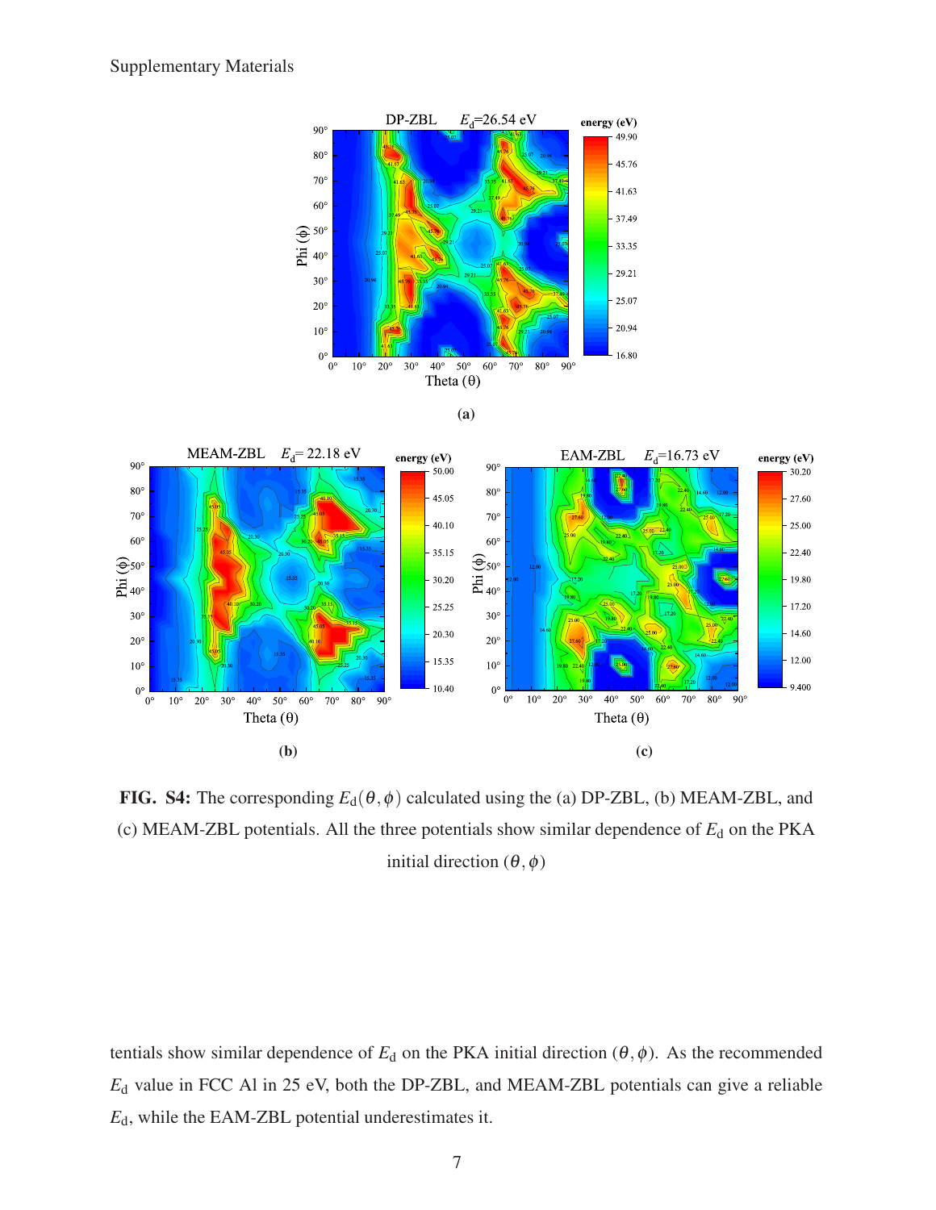**FIG. S4:** The corresponding $E_\mathrm{d}(\theta,\phi)$ calculated using the (a) DP-ZBL, (b) MEAM-ZBL, and (c) MEAM-ZBL potentials. All the three potentials show similar dependence of $E_\mathrm{d}$ on the PKA initial direction $(\theta,\phi)$

tentials show similar dependence of $E_\mathrm{d}$ on the PKA initial direction $(\theta,\phi)$. As the recommended $E_\mathrm{d}$ value in FCC Al in 25 eV, both the DP-ZBL, and MEAM-ZBL potentials can give a reliable $E_\mathrm{d}$, while the EAM-ZBL potential underestimates it.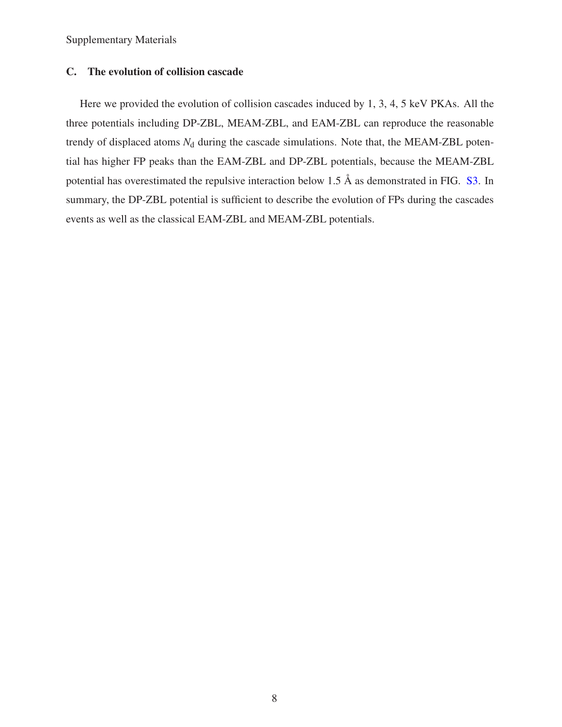## C. The evolution of collision cascade

Here we provided the evolution of collision cascades induced by 1, 3, 4, 5 keV PKAs. All the three potentials including DP-ZBL, MEAM-ZBL, and EAM-ZBL can reproduce the reasonable trendy of displaced atoms $N_\mathrm{d}$ during the cascade simulations. Note that, the MEAM-ZBL potential has higher FP peaks than the EAM-ZBL and DP-ZBL potentials, because the MEAM-ZBL potential has overestimated the repulsive interaction below 1.5 Å as demonstrated in FIG. S3. In summary, the DP-ZBL potential is sufficient to describe the evolution of FPs during the cascades events as well as the classical EAM-ZBL and MEAM-ZBL potentials.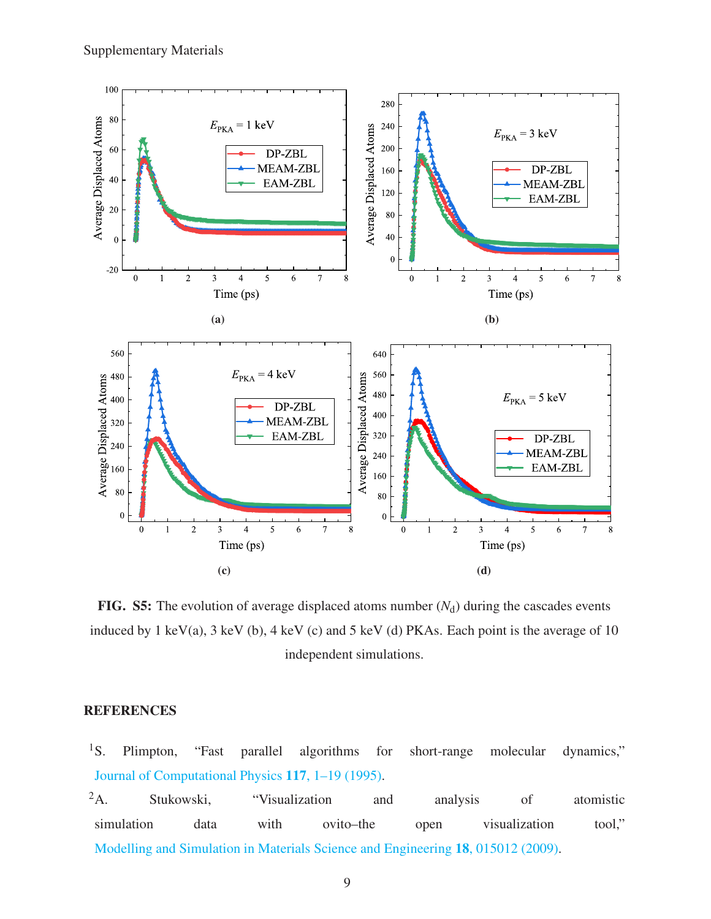**FIG. S5:** The evolution of average displaced atoms number ($N_d$) during the cascades events induced by 1 keV(a), 3 keV (b), 4 keV (c) and 5 keV (d) PKAs. Each point is the average of 10 independent simulations.

## REFERENCES

[1] S. Plimpton, "Fast parallel algorithms for short-range molecular dynamics," Journal of Computational Physics **117**, 1–19 (1995).

[2] A. Stukowski, "Visualization and analysis of atomistic simulation data with ovito–the open visualization tool," Modelling and Simulation in Materials Science and Engineering **18**, 015012 (2009).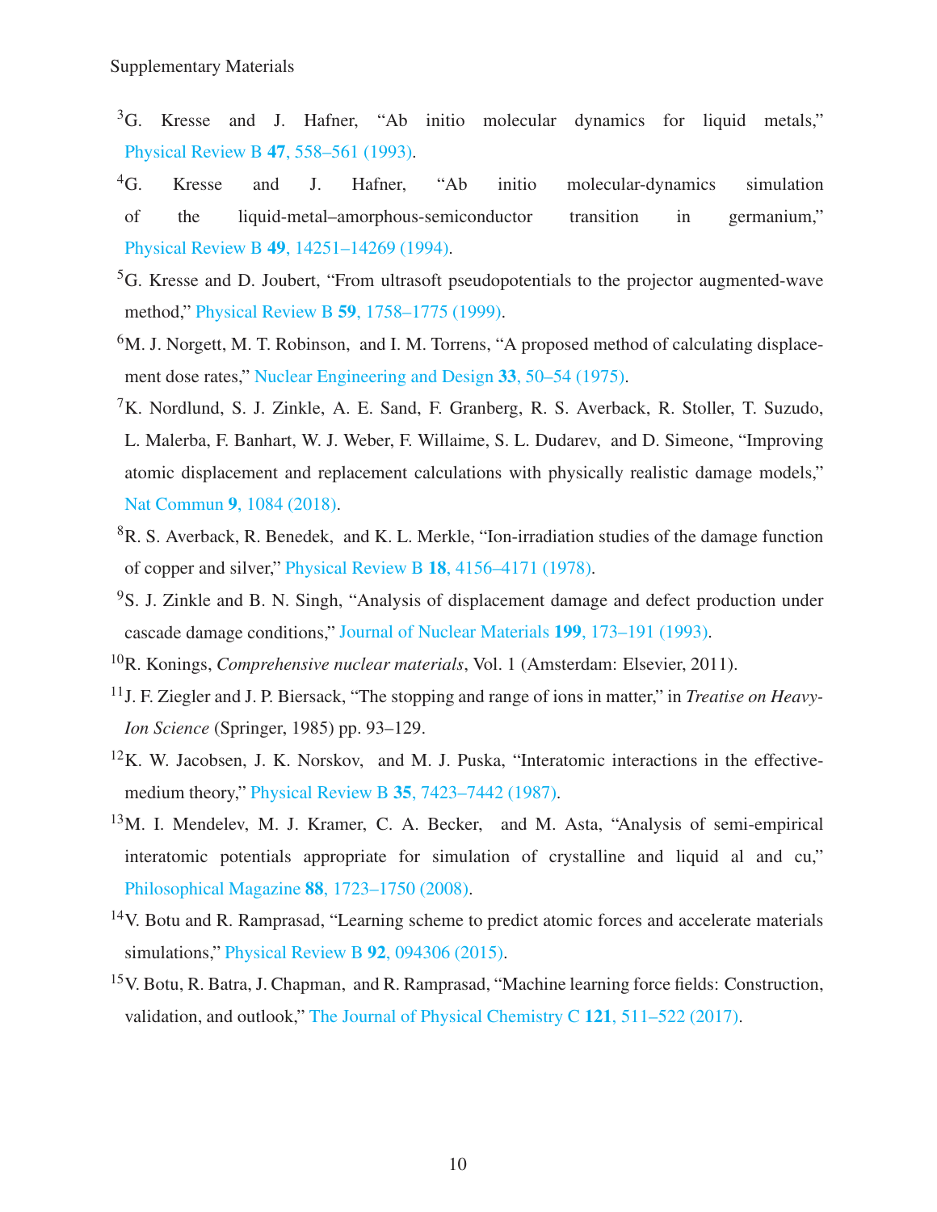[3]G. Kresse and J. Hafner, "Ab initio molecular dynamics for liquid metals," Physical Review B **47**, 558–561 (1993).

[4]G. Kresse and J. Hafner, "Ab initio molecular-dynamics simulation of the liquid-metal–amorphous-semiconductor transition in germanium," Physical Review B **49**, 14251–14269 (1994).

[5]G. Kresse and D. Joubert, "From ultrasoft pseudopotentials to the projector augmented-wave method," Physical Review B **59**, 1758–1775 (1999).

[6]M. J. Norgett, M. T. Robinson, and I. M. Torrens, "A proposed method of calculating displacement dose rates," Nuclear Engineering and Design **33**, 50–54 (1975).

[7]K. Nordlund, S. J. Zinkle, A. E. Sand, F. Granberg, R. S. Averback, R. Stoller, T. Suzudo, L. Malerba, F. Banhart, W. J. Weber, F. Willaime, S. L. Dudarev, and D. Simeone, "Improving atomic displacement and replacement calculations with physically realistic damage models," Nat Commun **9**, 1084 (2018).

[8]R. S. Averback, R. Benedek, and K. L. Merkle, "Ion-irradiation studies of the damage function of copper and silver," Physical Review B **18**, 4156–4171 (1978).

[9]S. J. Zinkle and B. N. Singh, "Analysis of displacement damage and defect production under cascade damage conditions," Journal of Nuclear Materials **199**, 173–191 (1993).

[10]R. Konings, *Comprehensive nuclear materials*, Vol. 1 (Amsterdam: Elsevier, 2011).

[11]J. F. Ziegler and J. P. Biersack, "The stopping and range of ions in matter," in *Treatise on Heavy-Ion Science* (Springer, 1985) pp. 93–129.

[12]K. W. Jacobsen, J. K. Norskov, and M. J. Puska, "Interatomic interactions in the effective-medium theory," Physical Review B **35**, 7423–7442 (1987).

[13]M. I. Mendelev, M. J. Kramer, C. A. Becker, and M. Asta, "Analysis of semi-empirical interatomic potentials appropriate for simulation of crystalline and liquid al and cu," Philosophical Magazine **88**, 1723–1750 (2008).

[14]V. Botu and R. Ramprasad, "Learning scheme to predict atomic forces and accelerate materials simulations," Physical Review B **92**, 094306 (2015).

[15]V. Botu, R. Batra, J. Chapman, and R. Ramprasad, "Machine learning force fields: Construction, validation, and outlook," The Journal of Physical Chemistry C **121**, 511–522 (2017).